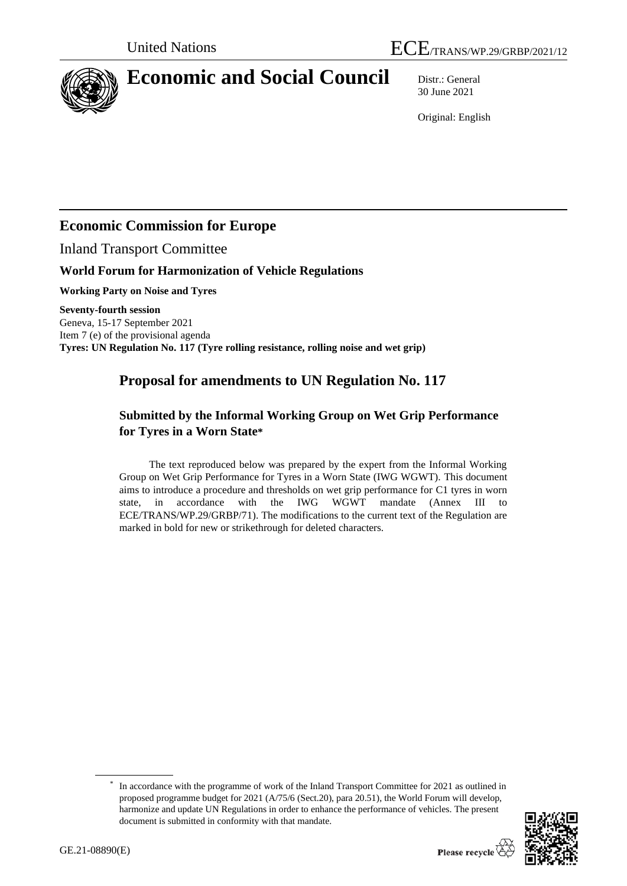United Nations

ECE/TRANS/WP.29/GRBP/2021/12

# Economic and Social Council

Distr.: General
30 June 2021

Original: English

## Economic Commission for Europe

Inland Transport Committee

### World Forum for Harmonization of Vehicle Regulations

**Working Party on Noise and Tyres**

**Seventy-fourth session**
Geneva, 15-17 September 2021
Item 7 (e) of the provisional agenda
**Tyres: UN Regulation No. 117 (Tyre rolling resistance, rolling noise and wet grip)**

## Proposal for amendments to UN Regulation No. 117

### Submitted by the Informal Working Group on Wet Grip Performance for Tyres in a Worn State*

The text reproduced below was prepared by the expert from the Informal Working Group on Wet Grip Performance for Tyres in a Worn State (IWG WGWT). This document aims to introduce a procedure and thresholds on wet grip performance for C1 tyres in worn state, in accordance with the IWG WGWT mandate (Annex III to ECE/TRANS/WP.29/GRBP/71). The modifications to the current text of the Regulation are marked in bold for new or strikethrough for deleted characters.

* In accordance with the programme of work of the Inland Transport Committee for 2021 as outlined in proposed programme budget for 2021 (A/75/6 (Sect.20), para 20.51), the World Forum will develop, harmonize and update UN Regulations in order to enhance the performance of vehicles. The present document is submitted in conformity with that mandate.

GE.21-08890(E)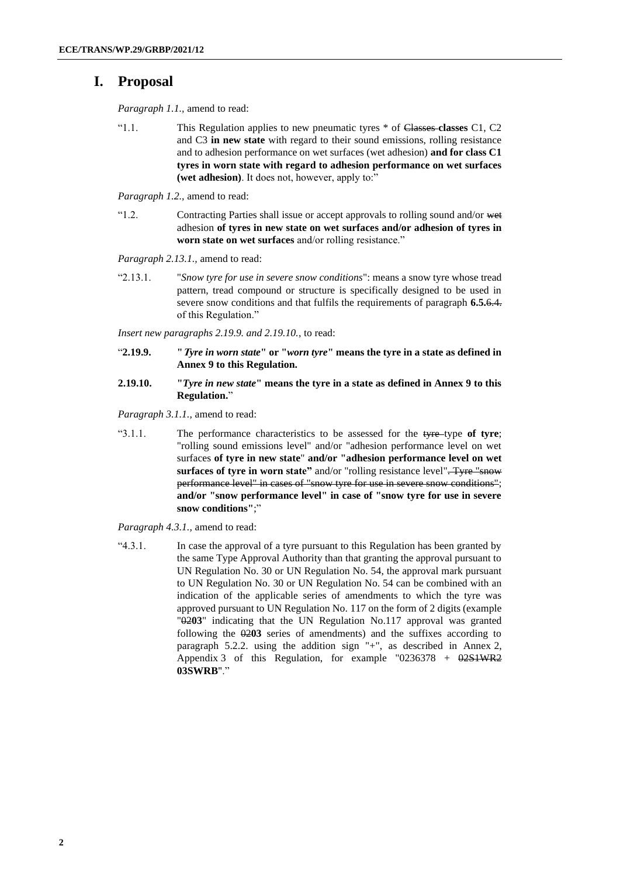# I. Proposal

*Paragraph 1.1.*, amend to read:

"1.1. This Regulation applies to new pneumatic tyres * of ~~Classes~~ **classes** C1, C2 and C3 **in new state** with regard to their sound emissions, rolling resistance and to adhesion performance on wet surfaces (wet adhesion) **and for class C1 tyres in worn state with regard to adhesion performance on wet surfaces (wet adhesion)**. It does not, however, apply to:"

*Paragraph 1.2.*, amend to read:

"1.2. Contracting Parties shall issue or accept approvals to rolling sound and/or ~~wet~~ adhesion **of tyres in new state on wet surfaces and/or adhesion of tyres in worn state on wet surfaces** and/or rolling resistance."

*Paragraph 2.13.1.*, amend to read:

"2.13.1. "*Snow tyre for use in severe snow conditions*": means a snow tyre whose tread pattern, tread compound or structure is specifically designed to be used in severe snow conditions and that fulfils the requirements of paragraph **6.5.**~~6.4.~~ of this Regulation."

*Insert new paragraphs 2.19.9. and 2.19.10.*, to read:

"**2.19.9. "*Tyre in worn state*" or "*worn tyre*" means the tyre in a state as defined in Annex 9 to this Regulation.**

**2.19.10. "*Tyre in new state*" means the tyre in a state as defined in Annex 9 to this Regulation.**"

*Paragraph 3.1.1.*, amend to read:

"3.1.1. The performance characteristics to be assessed for the ~~tyre~~ type **of tyre**; "rolling sound emissions level" and/or "adhesion performance level on wet surfaces **of tyre in new state**" **and/or "adhesion performance level on wet surfaces of tyre in worn state"** and/or "rolling resistance level"~~. Tyre "snow performance level" in cases of "snow tyre for use in severe snow conditions"~~; **and/or "snow performance level" in case of "snow tyre for use in severe snow conditions"**;"

*Paragraph 4.3.1.*, amend to read:

"4.3.1. In case the approval of a tyre pursuant to this Regulation has been granted by the same Type Approval Authority than that granting the approval pursuant to UN Regulation No. 30 or UN Regulation No. 54, the approval mark pursuant to UN Regulation No. 30 or UN Regulation No. 54 can be combined with an indication of the applicable series of amendments to which the tyre was approved pursuant to UN Regulation No. 117 on the form of 2 digits (example "~~02~~**03**" indicating that the UN Regulation No.117 approval was granted following the ~~02~~**03** series of amendments) and the suffixes according to paragraph 5.2.2. using the addition sign "+", as described in Annex 2, Appendix 3 of this Regulation, for example "0236378 + ~~02S1WR2~~ **03SWRB**"."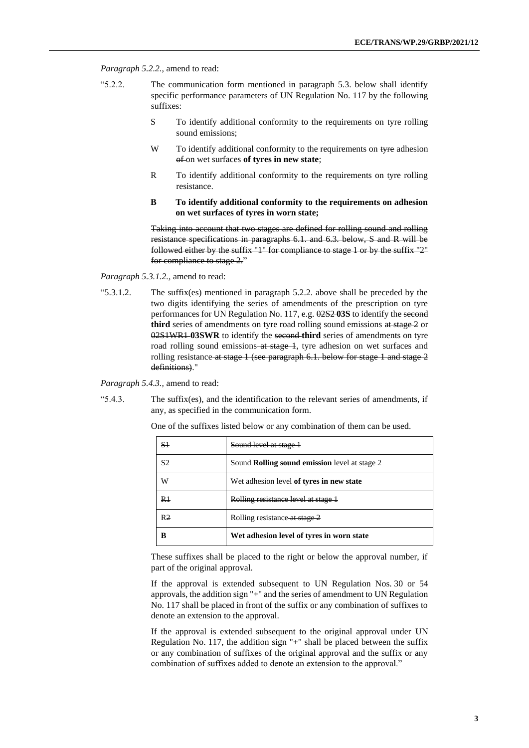*Paragraph 5.2.2.*, amend to read:

"5.2.2. The communication form mentioned in paragraph 5.3. below shall identify specific performance parameters of UN Regulation No. 117 by the following suffixes:

S To identify additional conformity to the requirements on tyre rolling sound emissions;

W To identify additional conformity to the requirements on ~~tyre~~ adhesion ~~of~~ on wet surfaces **of tyres in new state**;

R To identify additional conformity to the requirements on tyre rolling resistance.

**B To identify additional conformity to the requirements on adhesion on wet surfaces of tyres in worn state;**

~~Taking into account that two stages are defined for rolling sound and rolling resistance specifications in paragraphs 6.1. and 6.3. below, S and R will be followed either by the suffix "1" for compliance to stage 1 or by the suffix "2" for compliance to stage 2.~~"

*Paragraph 5.3.1.2.*, amend to read:

"5.3.1.2. The suffix(es) mentioned in paragraph 5.2.2. above shall be preceded by the two digits identifying the series of amendments of the prescription on tyre performances for UN Regulation No. 117, e.g. ~~02S2~~ **03S** to identify the ~~second~~ **third** series of amendments on tyre road rolling sound emissions ~~at stage 2~~ or ~~02S1WR1~~ **03SWR** to identify the ~~second~~ **third** series of amendments on tyre road rolling sound emissions ~~at stage 1~~, tyre adhesion on wet surfaces and rolling resistance ~~at stage 1 (see paragraph 6.1. below for stage 1 and stage 2 definitions)~~."

*Paragraph 5.4.3.*, amend to read:

"5.4.3. The suffix(es), and the identification to the relevant series of amendments, if any, as specified in the communication form.

One of the suffixes listed below or any combination of them can be used.

| | |
|---|---|
| ~~S1~~ | ~~Sound level at stage 1~~ |
| S~~2~~ | ~~Sound~~ **Rolling sound emission** level ~~at stage 2~~ |
| W | Wet adhesion level **of tyres in new state** |
| ~~R1~~ | ~~Rolling resistance level at stage 1~~ |
| R~~2~~ | Rolling resistance ~~at stage 2~~ |
| **B** | **Wet adhesion level of tyres in worn state** |

These suffixes shall be placed to the right or below the approval number, if part of the original approval.

If the approval is extended subsequent to UN Regulation Nos. 30 or 54 approvals, the addition sign "+" and the series of amendment to UN Regulation No. 117 shall be placed in front of the suffix or any combination of suffixes to denote an extension to the approval.

If the approval is extended subsequent to the original approval under UN Regulation No. 117, the addition sign "+" shall be placed between the suffix or any combination of suffixes of the original approval and the suffix or any combination of suffixes added to denote an extension to the approval."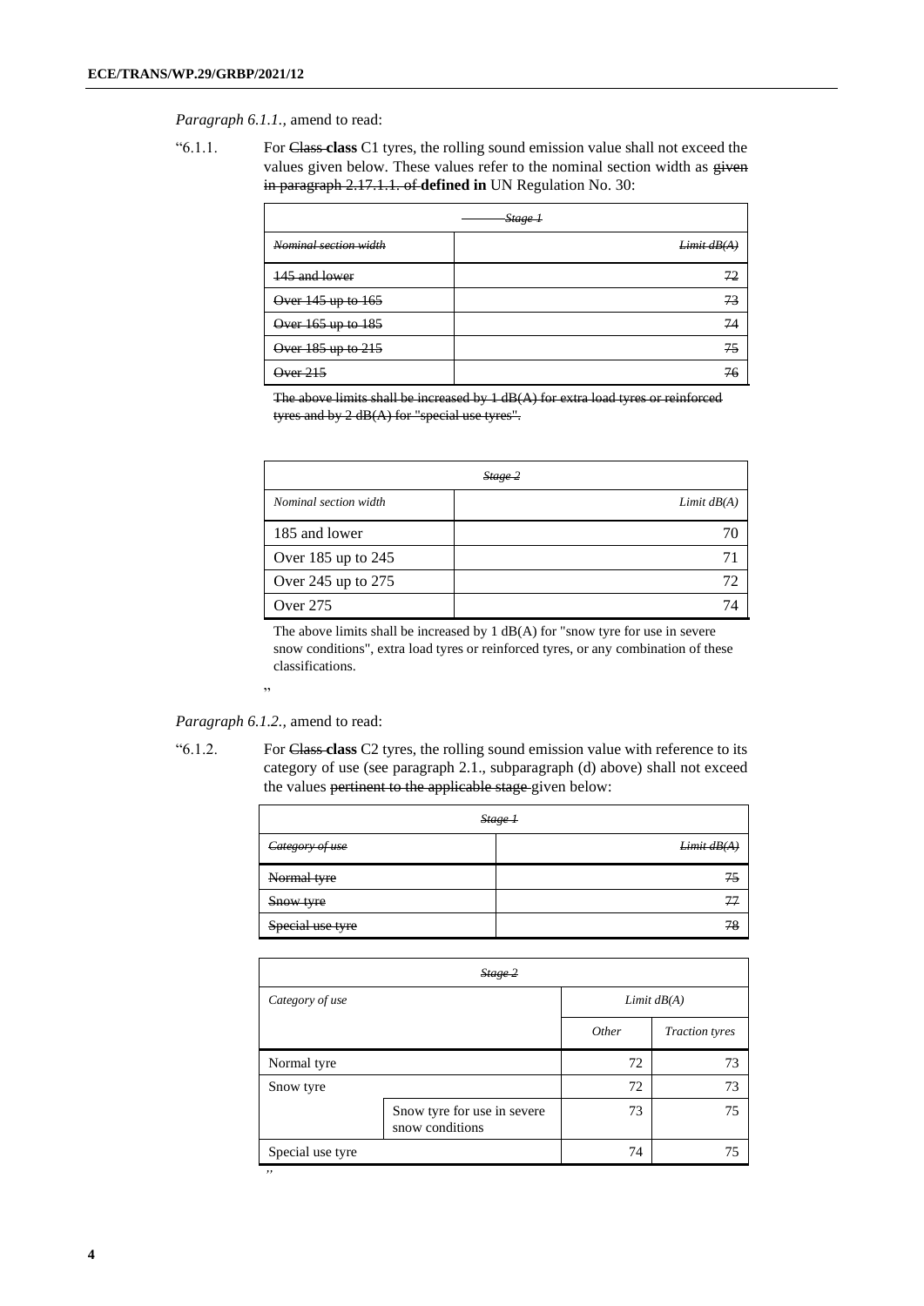*Paragraph 6.1.1.,* amend to read:

"6.1.1. For ~~Class~~ **class** C1 tyres, the rolling sound emission value shall not exceed the values given below. These values refer to the nominal section width as ~~given in paragraph 2.17.1.1. of~~ **defined in** UN Regulation No. 30:

| ~~*Stage 1*~~ | |
|---|---|
| ~~*Nominal section width*~~ | ~~*Limit dB(A)*~~ |
| ~~145 and lower~~ | ~~72~~ |
| ~~Over 145 up to 165~~ | ~~73~~ |
| ~~Over 165 up to 185~~ | ~~74~~ |
| ~~Over 185 up to 215~~ | ~~75~~ |
| ~~Over 215~~ | ~~76~~ |

~~The above limits shall be increased by 1 dB(A) for extra load tyres or reinforced tyres and by 2 dB(A) for "special use tyres".~~

| ~~*Stage 2*~~ | |
|---|---|
| *Nominal section width* | *Limit dB(A)* |
| 185 and lower | 70 |
| Over 185 up to 245 | 71 |
| Over 245 up to 275 | 72 |
| Over 275 | 74 |

The above limits shall be increased by 1 dB(A) for "snow tyre for use in severe snow conditions", extra load tyres or reinforced tyres, or any combination of these classifications.

"

*Paragraph 6.1.2.,* amend to read:

"6.1.2. For ~~Class~~ **class** C2 tyres, the rolling sound emission value with reference to its category of use (see paragraph 2.1., subparagraph (d) above) shall not exceed the values ~~pertinent to the applicable stage~~ given below:

| ~~*Stage 1*~~ | |
|---|---|
| ~~*Category of use*~~ | ~~*Limit dB(A)*~~ |
| ~~Normal tyre~~ | ~~75~~ |
| ~~Snow tyre~~ | ~~77~~ |
| ~~Special use tyre~~ | ~~78~~ |

| ~~*Stage 2*~~ | | | |
|---|---|---|---|
| *Category of use* | | *Limit dB(A)* | |
| | | *Other* | *Traction tyres* |
| Normal tyre | | 72 | 73 |
| Snow tyre | | 72 | 73 |
| | Snow tyre for use in severe snow conditions | 73 | 75 |
| Special use tyre | | 74 | 75 |

"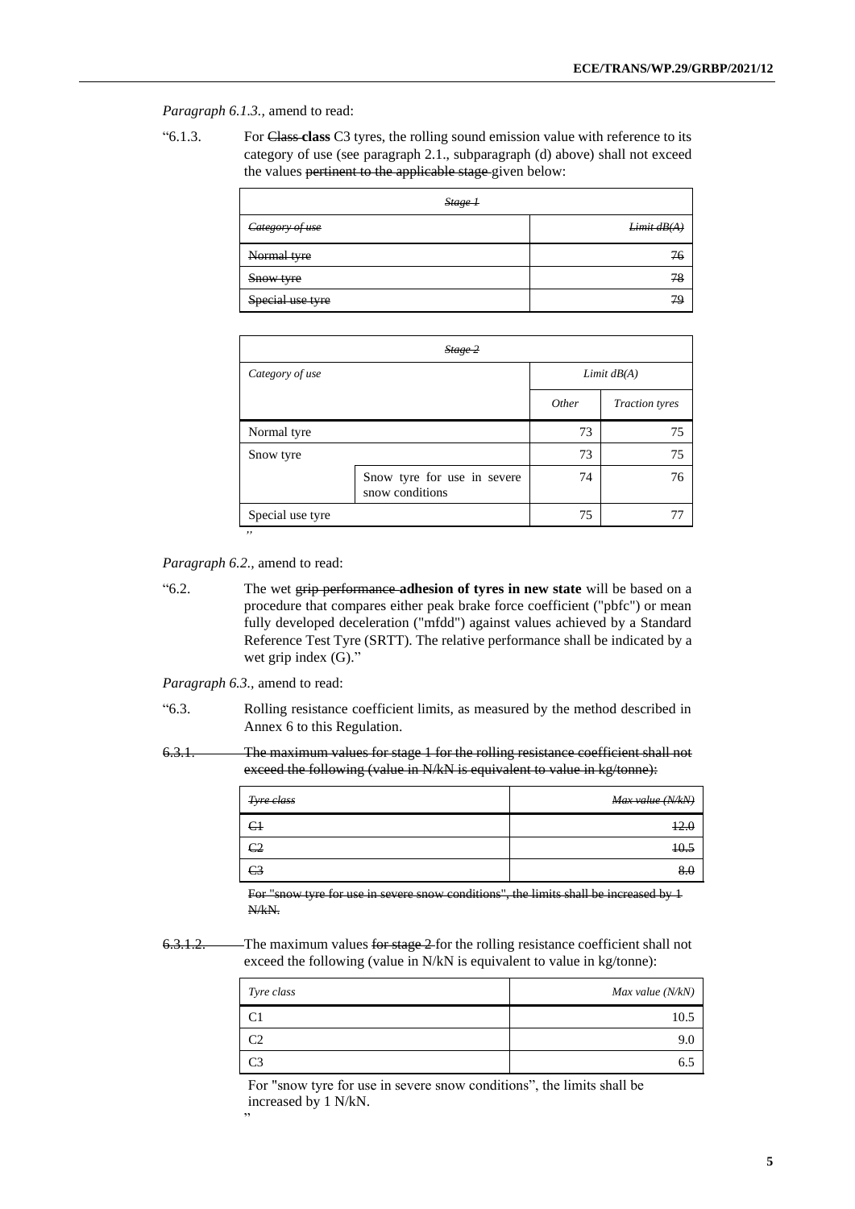*Paragraph 6.1.3.,* amend to read:

"6.1.3. For ~~Class~~ **class** C3 tyres, the rolling sound emission value with reference to its category of use (see paragraph 2.1., subparagraph (d) above) shall not exceed the values ~~pertinent to the applicable stage~~ given below:

| ~~*Stage 1*~~ | |
|---|---|
| ~~*Category of use*~~ | ~~*Limit dB(A)*~~ |
| ~~Normal tyre~~ | ~~76~~ |
| ~~Snow tyre~~ | ~~78~~ |
| ~~Special use tyre~~ | ~~79~~ |

| ~~*Stage 2*~~ | | | |
|---|---|---|---|
| *Category of use* | | *Limit dB(A)* | |
| | | *Other* | *Traction tyres* |
| Normal tyre | | 73 | 75 |
| Snow tyre | | 73 | 75 |
| | Snow tyre for use in severe snow conditions | 74 | 76 |
| Special use tyre | | 75 | 77 |

"

*Paragraph 6.2.,* amend to read:

"6.2. The wet ~~grip performance~~ **adhesion of tyres in new state** will be based on a procedure that compares either peak brake force coefficient ("pbfc") or mean fully developed deceleration ("mfdd") against values achieved by a Standard Reference Test Tyre (SRTT). The relative performance shall be indicated by a wet grip index (G)."

*Paragraph 6.3.,* amend to read:

"6.3. Rolling resistance coefficient limits, as measured by the method described in Annex 6 to this Regulation.

~~6.3.1. The maximum values for stage 1 for the rolling resistance coefficient shall not exceed the following (value in N/kN is equivalent to value in kg/tonne):~~

| ~~*Tyre class*~~ | ~~*Max value (N/kN)*~~ |
|---|---|
| ~~C1~~ | ~~12.0~~ |
| ~~C2~~ | ~~10.5~~ |
| ~~C3~~ | ~~8.0~~ |

~~For "snow tyre for use in severe snow conditions", the limits shall be increased by 1 N/kN.~~

~~6.3.1.2.~~ The maximum values ~~for stage 2~~ for the rolling resistance coefficient shall not exceed the following (value in N/kN is equivalent to value in kg/tonne):

| *Tyre class* | *Max value (N/kN)* |
|---|---|
| C1 | 10.5 |
| C2 | 9.0 |
| C3 | 6.5 |

For "snow tyre for use in severe snow conditions", the limits shall be increased by 1 N/kN.

"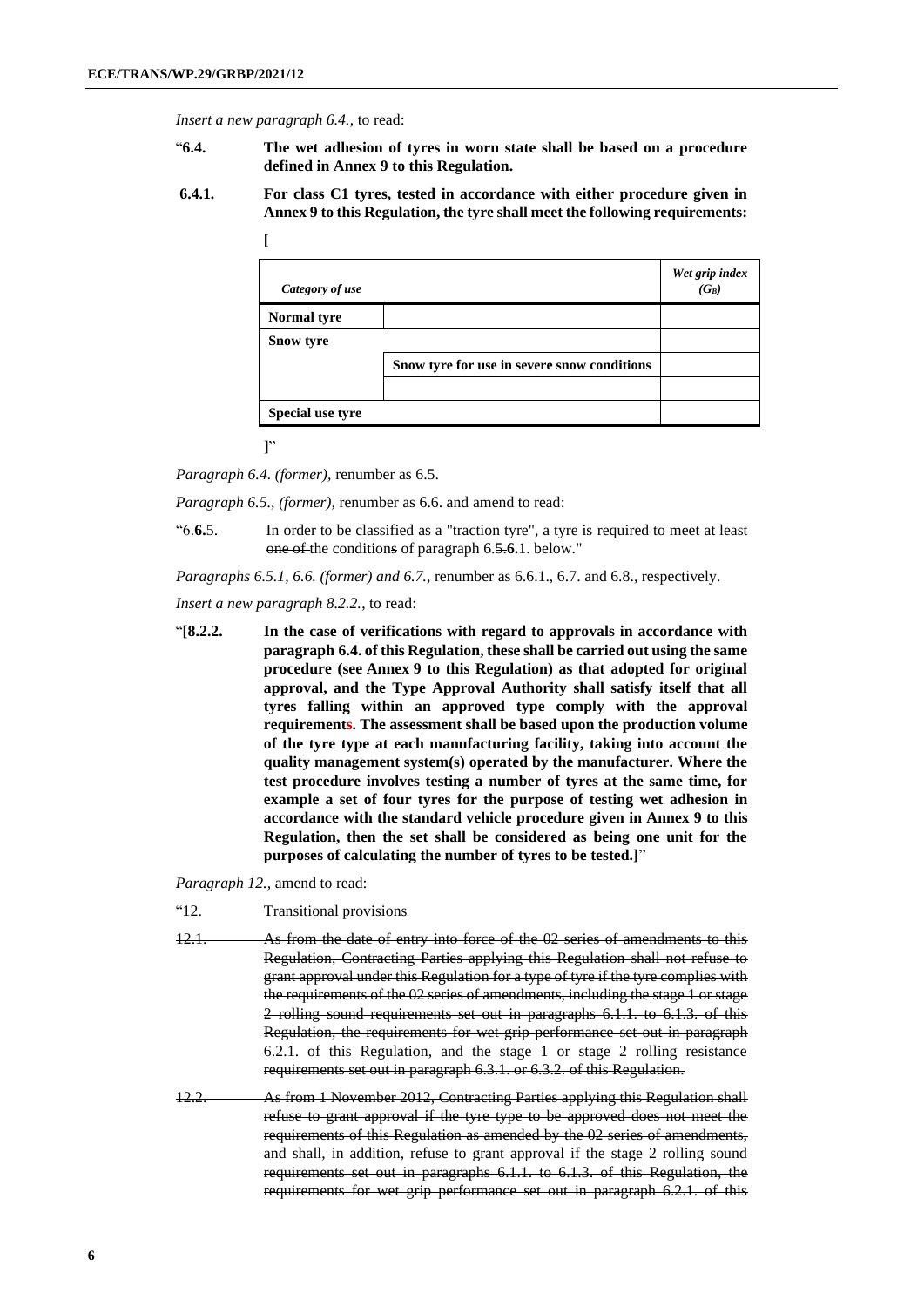*Insert a new paragraph 6.4.,* to read:

"**6.4. The wet adhesion of tyres in worn state shall be based on a procedure defined in Annex 9 to this Regulation.**

**6.4.1. For class C1 tyres, tested in accordance with either procedure given in Annex 9 to this Regulation, the tyre shall meet the following requirements:**

**[**

| *Category of use* | | *Wet grip index ($G_B$)* |
|---|---|---|
| **Normal tyre** | | |
| **Snow tyre** | | |
| | **Snow tyre for use in severe snow conditions** | |
| | | |
| **Special use tyre** | | |

]"

*Paragraph 6.4. (former),* renumber as 6.5.

*Paragraph 6.5., (former),* renumber as 6.6. and amend to read:

"6.**6.**~~5.~~ In order to be classified as a "traction tyre", a tyre is required to meet ~~at least one of~~ the condition~~s~~ of paragraph 6.~~5.~~**6.**1. below."

*Paragraphs 6.5.1, 6.6. (former) and 6.7.,* renumber as 6.6.1., 6.7. and 6.8., respectively.

*Insert a new paragraph 8.2.2.,* to read:

"**[8.2.2. In the case of verifications with regard to approvals in accordance with paragraph 6.4. of this Regulation, these shall be carried out using the same procedure (see Annex 9 to this Regulation) as that adopted for original approval, and the Type Approval Authority shall satisfy itself that all tyres falling within an approved type comply with the approval requirements. The assessment shall be based upon the production volume of the tyre type at each manufacturing facility, taking into account the quality management system(s) operated by the manufacturer. Where the test procedure involves testing a number of tyres at the same time, for example a set of four tyres for the purpose of testing wet adhesion in accordance with the standard vehicle procedure given in Annex 9 to this Regulation, then the set shall be considered as being one unit for the purposes of calculating the number of tyres to be tested.]**"

*Paragraph 12.,* amend to read:

"12. Transitional provisions

~~12.1. As from the date of entry into force of the 02 series of amendments to this Regulation, Contracting Parties applying this Regulation shall not refuse to grant approval under this Regulation for a type of tyre if the tyre complies with the requirements of the 02 series of amendments, including the stage 1 or stage 2 rolling sound requirements set out in paragraphs 6.1.1. to 6.1.3. of this Regulation, the requirements for wet grip performance set out in paragraph 6.2.1. of this Regulation, and the stage 1 or stage 2 rolling resistance requirements set out in paragraph 6.3.1. or 6.3.2. of this Regulation.~~

~~12.2. As from 1 November 2012, Contracting Parties applying this Regulation shall refuse to grant approval if the tyre type to be approved does not meet the requirements of this Regulation as amended by the 02 series of amendments, and shall, in addition, refuse to grant approval if the stage 2 rolling sound requirements set out in paragraphs 6.1.1. to 6.1.3. of this Regulation, the requirements for wet grip performance set out in paragraph 6.2.1. of this~~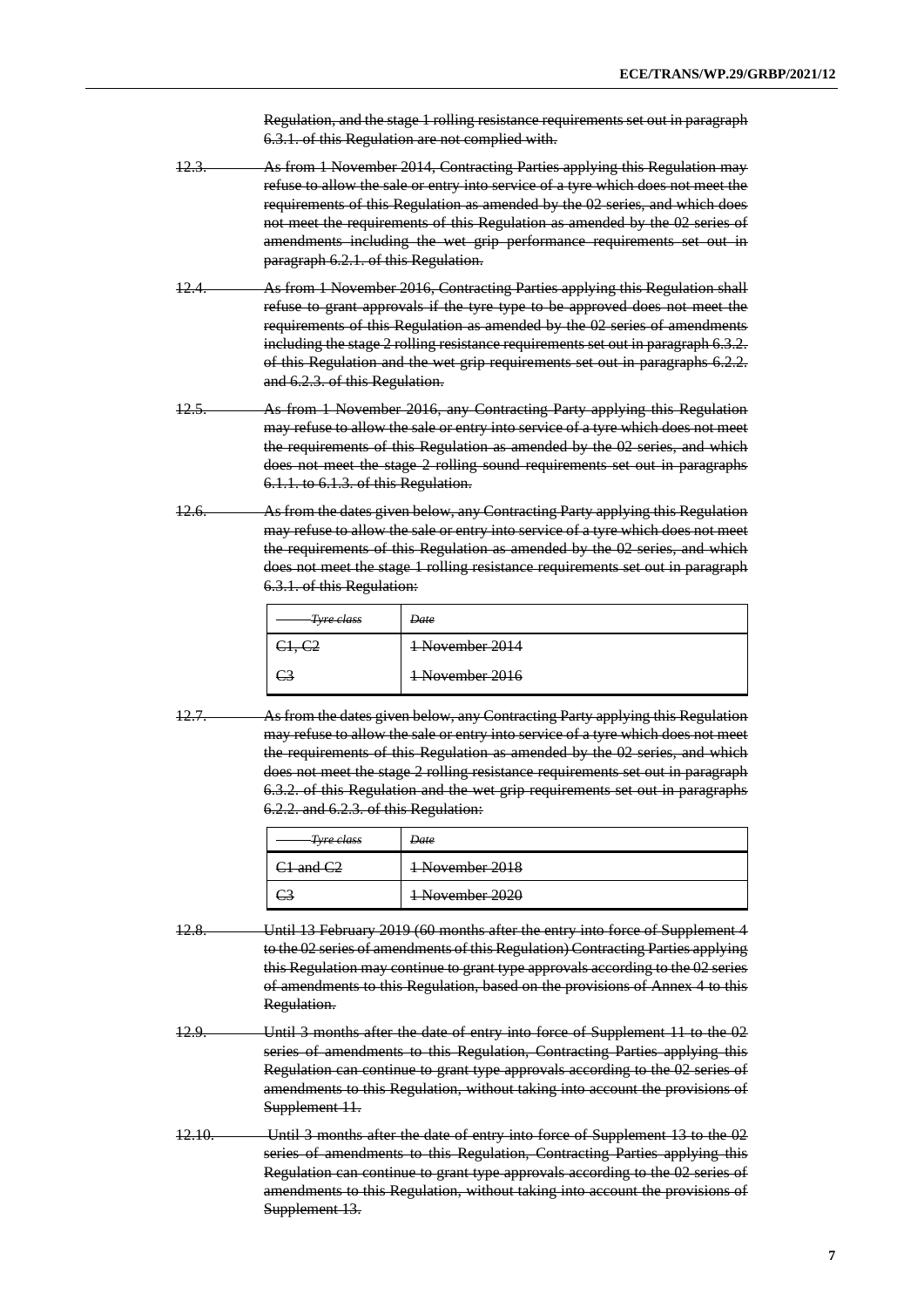~~Regulation, and the stage 1 rolling resistance requirements set out in paragraph 6.3.1. of this Regulation are not complied with.~~

~~12.3. As from 1 November 2014, Contracting Parties applying this Regulation may refuse to allow the sale or entry into service of a tyre which does not meet the requirements of this Regulation as amended by the 02 series, and which does not meet the requirements of this Regulation as amended by the 02 series of amendments including the wet grip performance requirements set out in paragraph 6.2.1. of this Regulation.~~

~~12.4. As from 1 November 2016, Contracting Parties applying this Regulation shall refuse to grant approvals if the tyre type to be approved does not meet the requirements of this Regulation as amended by the 02 series of amendments including the stage 2 rolling resistance requirements set out in paragraph 6.3.2. of this Regulation and the wet grip requirements set out in paragraphs 6.2.2. and 6.2.3. of this Regulation.~~

~~12.5. As from 1 November 2016, any Contracting Party applying this Regulation may refuse to allow the sale or entry into service of a tyre which does not meet the requirements of this Regulation as amended by the 02 series, and which does not meet the stage 2 rolling sound requirements set out in paragraphs 6.1.1. to 6.1.3. of this Regulation.~~

~~12.6. As from the dates given below, any Contracting Party applying this Regulation may refuse to allow the sale or entry into service of a tyre which does not meet the requirements of this Regulation as amended by the 02 series, and which does not meet the stage 1 rolling resistance requirements set out in paragraph 6.3.1. of this Regulation:~~

| ~~*Tyre class*~~ | ~~*Date*~~ |
|---|---|
| ~~C1, C2~~ | ~~1 November 2014~~ |
| ~~C3~~ | ~~1 November 2016~~ |

~~12.7. As from the dates given below, any Contracting Party applying this Regulation may refuse to allow the sale or entry into service of a tyre which does not meet the requirements of this Regulation as amended by the 02 series, and which does not meet the stage 2 rolling resistance requirements set out in paragraph 6.3.2. of this Regulation and the wet grip requirements set out in paragraphs 6.2.2. and 6.2.3. of this Regulation:~~

| ~~*Tyre class*~~ | ~~*Date*~~ |
|---|---|
| ~~C1 and C2~~ | ~~1 November 2018~~ |
| ~~C3~~ | ~~1 November 2020~~ |

~~12.8. Until 13 February 2019 (60 months after the entry into force of Supplement 4 to the 02 series of amendments of this Regulation) Contracting Parties applying this Regulation may continue to grant type approvals according to the 02 series of amendments to this Regulation, based on the provisions of Annex 4 to this Regulation.~~

~~12.9. Until 3 months after the date of entry into force of Supplement 11 to the 02 series of amendments to this Regulation, Contracting Parties applying this Regulation can continue to grant type approvals according to the 02 series of amendments to this Regulation, without taking into account the provisions of Supplement 11.~~

~~12.10. Until 3 months after the date of entry into force of Supplement 13 to the 02 series of amendments to this Regulation, Contracting Parties applying this Regulation can continue to grant type approvals according to the 02 series of amendments to this Regulation, without taking into account the provisions of Supplement 13.~~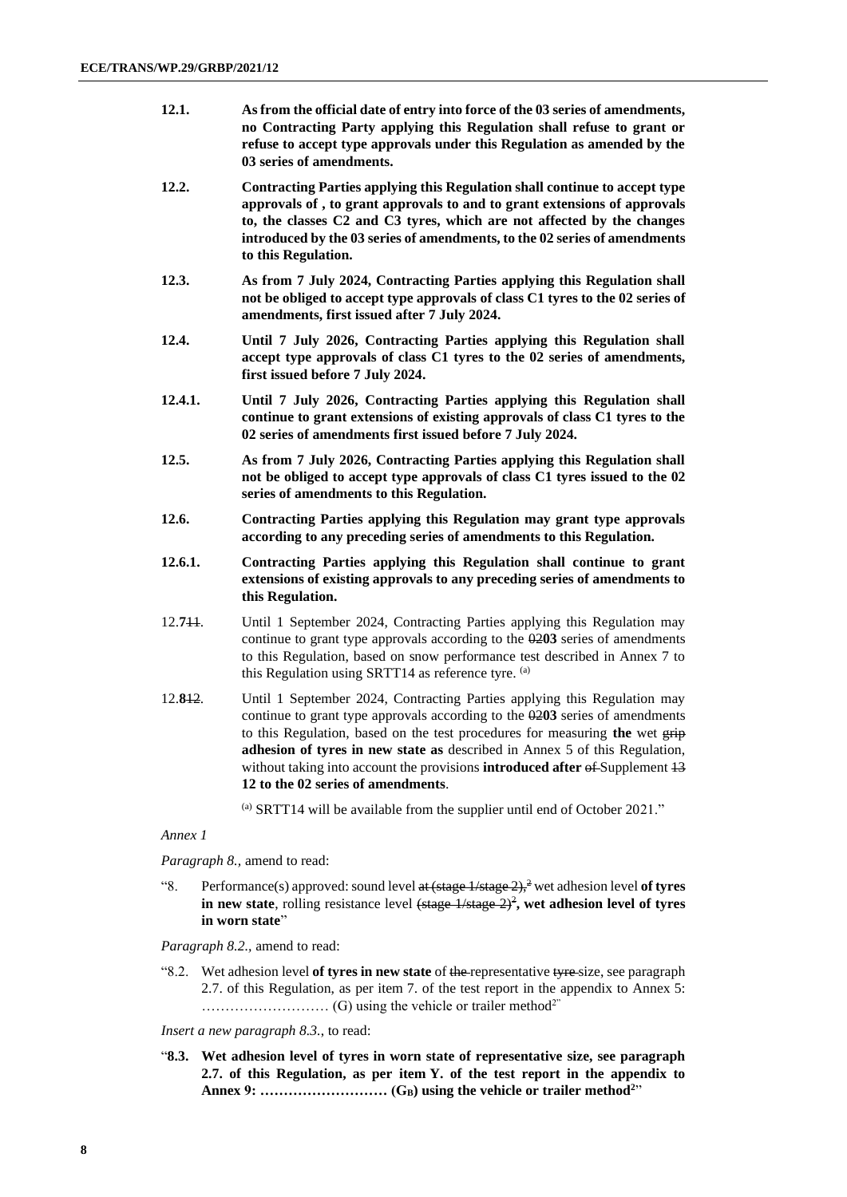**12.1. As from the official date of entry into force of the 03 series of amendments, no Contracting Party applying this Regulation shall refuse to grant or refuse to accept type approvals under this Regulation as amended by the 03 series of amendments.**

**12.2. Contracting Parties applying this Regulation shall continue to accept type approvals of , to grant approvals to and to grant extensions of approvals to, the classes C2 and C3 tyres, which are not affected by the changes introduced by the 03 series of amendments, to the 02 series of amendments to this Regulation.**

**12.3. As from 7 July 2024, Contracting Parties applying this Regulation shall not be obliged to accept type approvals of class C1 tyres to the 02 series of amendments, first issued after 7 July 2024.**

**12.4. Until 7 July 2026, Contracting Parties applying this Regulation shall accept type approvals of class C1 tyres to the 02 series of amendments, first issued before 7 July 2024.**

**12.4.1. Until 7 July 2026, Contracting Parties applying this Regulation shall continue to grant extensions of existing approvals of class C1 tyres to the 02 series of amendments first issued before 7 July 2024.**

**12.5. As from 7 July 2026, Contracting Parties applying this Regulation shall not be obliged to accept type approvals of class C1 tyres issued to the 02 series of amendments to this Regulation.**

**12.6. Contracting Parties applying this Regulation may grant type approvals according to any preceding series of amendments to this Regulation.**

**12.6.1. Contracting Parties applying this Regulation shall continue to grant extensions of existing approvals to any preceding series of amendments to this Regulation.**

12.**7**~~11~~. Until 1 September 2024, Contracting Parties applying this Regulation may continue to grant type approvals according to the ~~02~~**03** series of amendments to this Regulation, based on snow performance test described in Annex 7 to this Regulation using SRTT14 as reference tyre. [(a)]

12.**8**~~12~~. Until 1 September 2024, Contracting Parties applying this Regulation may continue to grant type approvals according to the ~~02~~**03** series of amendments to this Regulation, based on the test procedures for measuring **the** wet ~~grip~~ **adhesion of tyres in new state as** described in Annex 5 of this Regulation, without taking into account the provisions **introduced after** ~~of~~ Supplement ~~13~~ **12 to the 02 series of amendments**.

[(a)] SRTT14 will be available from the supplier until end of October 2021."

*Annex 1*

*Paragraph 8.,* amend to read:

"8. Performance(s) approved: sound level ~~at (stage 1/stage 2),~~[2] wet adhesion level **of tyres in new state**, rolling resistance level ~~(stage 1/stage 2)~~[2]**, wet adhesion level of tyres in worn state**"

*Paragraph 8.2.,* amend to read:

"8.2. Wet adhesion level **of tyres in new state** of ~~the~~ representative ~~tyre~~ size, see paragraph 2.7. of this Regulation, as per item 7. of the test report in the appendix to Annex 5: ……………………… (G) using the vehicle or trailer method[2]"

*Insert a new paragraph 8.3.,* to read:

"**8.3. Wet adhesion level of tyres in worn state of representative size, see paragraph 2.7. of this Regulation, as per item Y. of the test report in the appendix to Annex 9: ……………………… ($G_B$) using the vehicle or trailer method[2]**"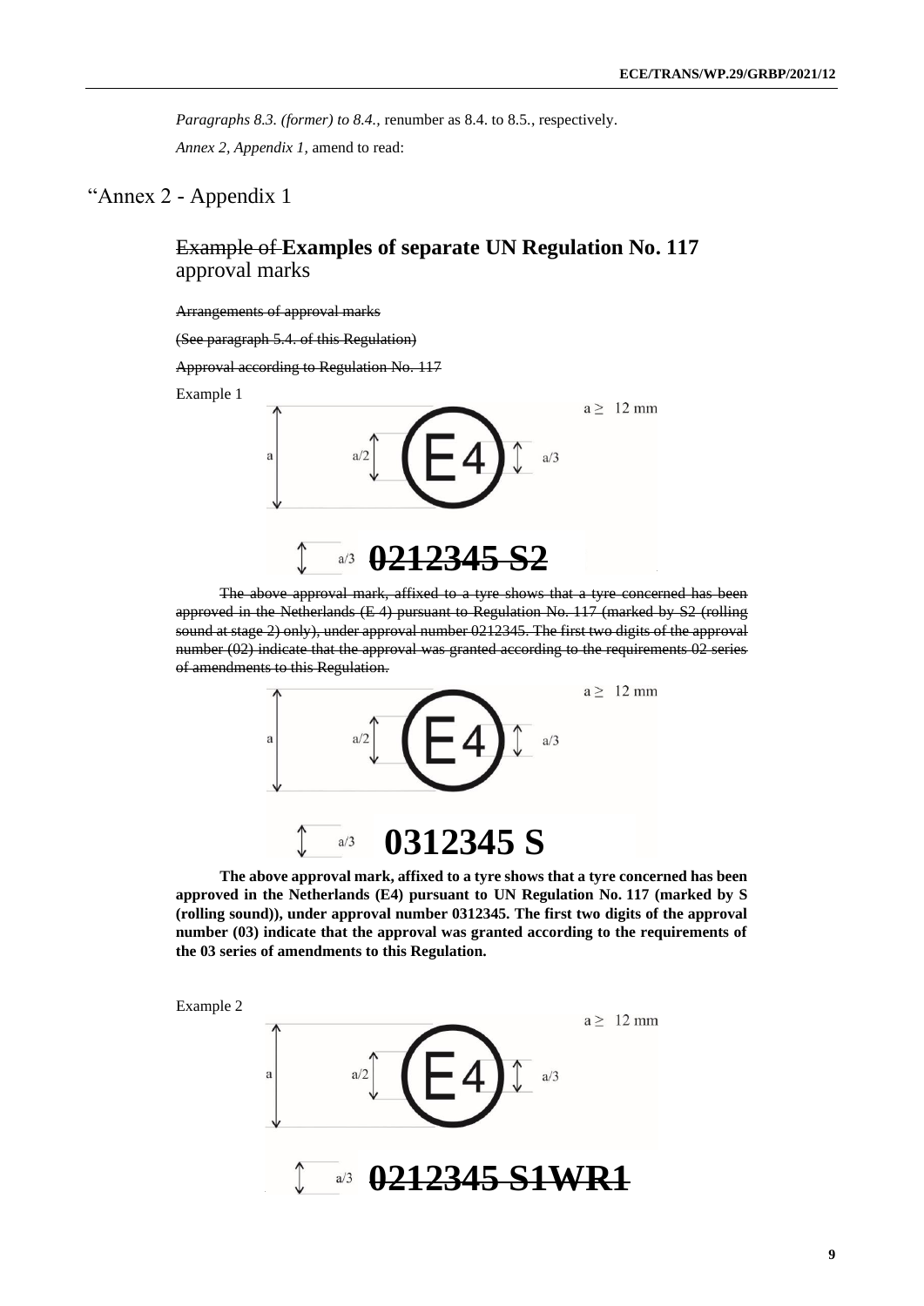*Paragraphs 8.3. (former) to 8.4.,* renumber as 8.4. to 8.5., respectively.

*Annex 2, Appendix 1,* amend to read:

"Annex 2 - Appendix 1

## ~~Example of~~ **Examples of separate UN Regulation No. 117** approval marks

~~Arrangements of approval marks~~

~~(See paragraph 5.4. of this Regulation)~~

~~Approval according to Regulation No. 117~~

Example 1

a ≥ 12 mm

a a/2 E4 a/3

a/3 ~~**0212345 S2**~~

~~The above approval mark, affixed to a tyre shows that a tyre concerned has been approved in the Netherlands (E 4) pursuant to Regulation No. 117 (marked by S2 (rolling sound at stage 2) only), under approval number 0212345. The first two digits of the approval number (02) indicate that the approval was granted according to the requirements 02 series of amendments to this Regulation.~~

a ≥ 12 mm

a a/2 E4 a/3

a/3 **0312345 S**

**The above approval mark, affixed to a tyre shows that a tyre concerned has been approved in the Netherlands (E4) pursuant to UN Regulation No. 117 (marked by S (rolling sound)), under approval number 0312345. The first two digits of the approval number (03) indicate that the approval was granted according to the requirements of the 03 series of amendments to this Regulation.**

Example 2

a ≥ 12 mm

a a/2 E4 a/3

a/3 ~~**0212345 S1WR1**~~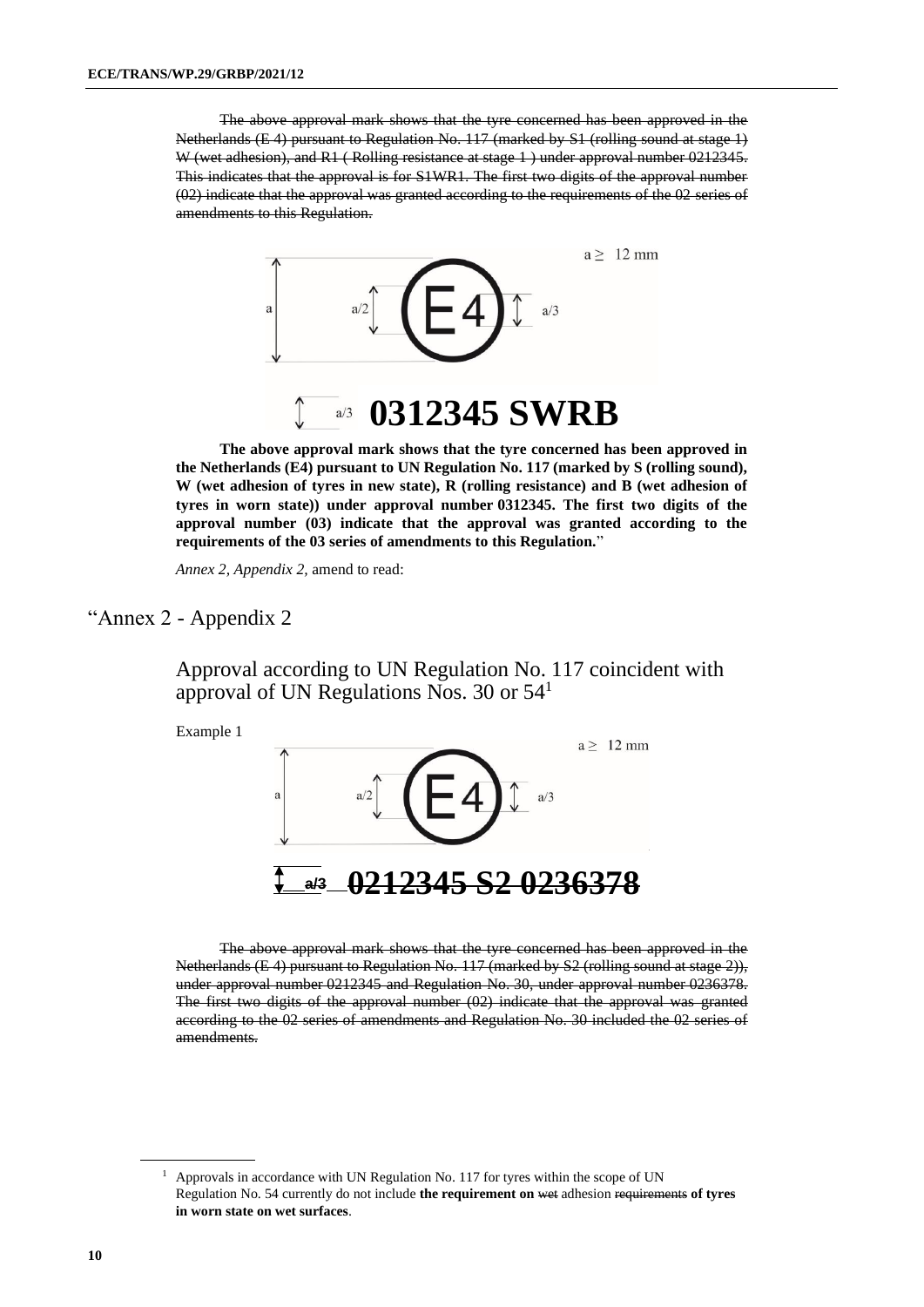~~The above approval mark shows that the tyre concerned has been approved in the Netherlands (E 4) pursuant to Regulation No. 117 (marked by S1 (rolling sound at stage 1) W (wet adhesion), and R1 ( Rolling resistance at stage 1 ) under approval number 0212345. This indicates that the approval is for S1WR1. The first two digits of the approval number (02) indicate that the approval was granted according to the requirements of the 02 series of amendments to this Regulation.~~

a ≥ 12 mm

a    a/2    E4    a/3

a/3 **0312345 SWRB**

**The above approval mark shows that the tyre concerned has been approved in the Netherlands (E4) pursuant to UN Regulation No. 117 (marked by S (rolling sound), W (wet adhesion of tyres in new state), R (rolling resistance) and B (wet adhesion of tyres in worn state)) under approval number 0312345. The first two digits of the approval number (03) indicate that the approval was granted according to the requirements of the 03 series of amendments to this Regulation.**"

*Annex 2, Appendix 2,* amend to read:

"Annex 2 - Appendix 2

## Approval according to UN Regulation No. 117 coincident with approval of UN Regulations Nos. 30 or 54[1]

Example 1

a ≥ 12 mm

a    a/2    E4    a/3

~~a/3 **0212345 S2 0236378**~~

~~The above approval mark shows that the tyre concerned has been approved in the Netherlands (E 4) pursuant to Regulation No. 117 (marked by S2 (rolling sound at stage 2)), under approval number 0212345 and Regulation No. 30, under approval number 0236378. The first two digits of the approval number (02) indicate that the approval was granted according to the 02 series of amendments and Regulation No. 30 included the 02 series of amendments.~~

---

[1] Approvals in accordance with UN Regulation No. 117 for tyres within the scope of UN Regulation No. 54 currently do not include **the requirement on** ~~wet~~ adhesion ~~requirements~~ **of tyres in worn state on wet surfaces**.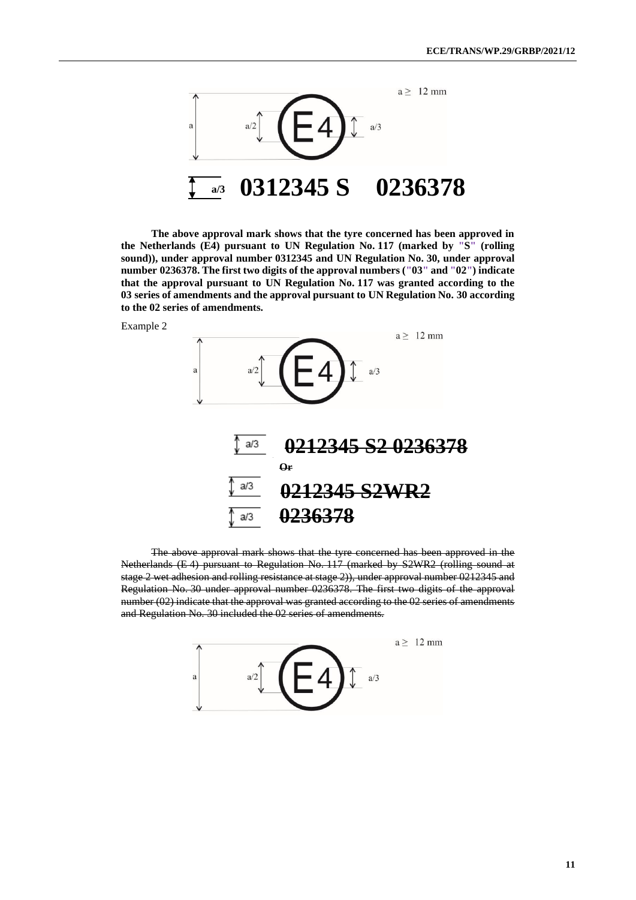a ≥ 12 mm

a a/2 E4 a/3

a/3 **0312345 S    0236378**

**The above approval mark shows that the tyre concerned has been approved in the Netherlands (E4) pursuant to UN Regulation No. 117 (marked by "S" (rolling sound)), under approval number 0312345 and UN Regulation No. 30, under approval number 0236378. The first two digits of the approval numbers ("03" and "02") indicate that the approval pursuant to UN Regulation No. 117 was granted according to the 03 series of amendments and the approval pursuant to UN Regulation No. 30 according to the 02 series of amendments.**

Example 2

a ≥ 12 mm

a a/2 E4 a/3

a/3 ~~**0212345 S2 0236378**~~

~~**Or**~~

a/3 ~~**0212345 S2WR2**~~

a/3 ~~**0236378**~~

~~The above approval mark shows that the tyre concerned has been approved in the Netherlands (E 4) pursuant to Regulation No. 117 (marked by S2WR2 (rolling sound at stage 2 wet adhesion and rolling resistance at stage 2)), under approval number 0212345 and Regulation No. 30 under approval number 0236378. The first two digits of the approval number (02) indicate that the approval was granted according to the 02 series of amendments and Regulation No. 30 included the 02 series of amendments.~~

a ≥ 12 mm

a a/2 E4 a/3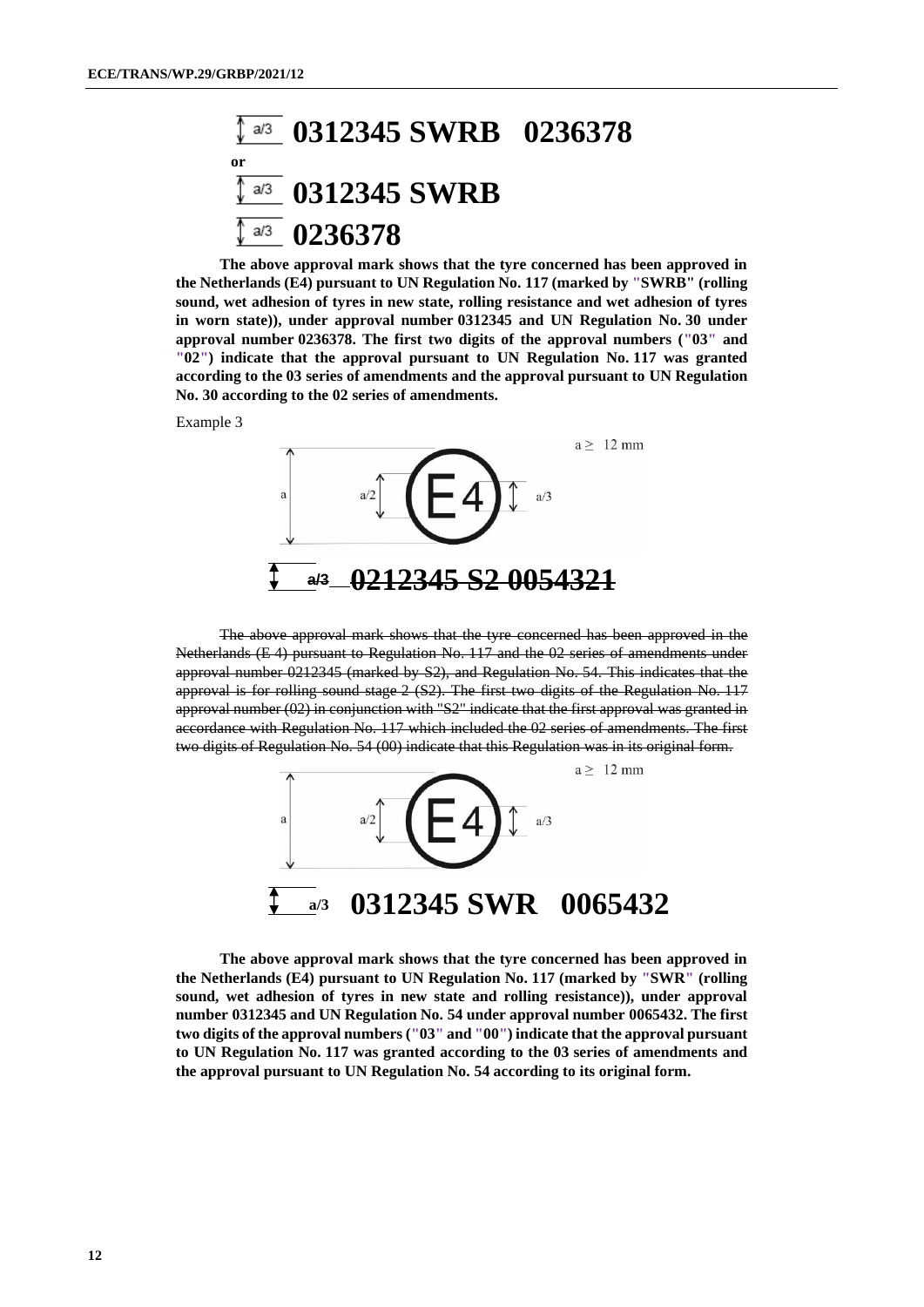a/3 **0312345 SWRB 0236378**

**or**

a/3 **0312345 SWRB**

a/3 **0236378**

**The above approval mark shows that the tyre concerned has been approved in the Netherlands (E4) pursuant to UN Regulation No. 117 (marked by "SWRB" (rolling sound, wet adhesion of tyres in new state, rolling resistance and wet adhesion of tyres in worn state)), under approval number 0312345 and UN Regulation No. 30 under approval number 0236378. The first two digits of the approval numbers ("03" and "02") indicate that the approval pursuant to UN Regulation No. 117 was granted according to the 03 series of amendments and the approval pursuant to UN Regulation No. 30 according to the 02 series of amendments.**

Example 3

a ≥ 12 mm

a a/2 E4 a/3

~~a/3 **0212345 S2 0054321**~~

~~The above approval mark shows that the tyre concerned has been approved in the Netherlands (E 4) pursuant to Regulation No. 117 and the 02 series of amendments under approval number 0212345 (marked by S2), and Regulation No. 54. This indicates that the approval is for rolling sound stage 2 (S2). The first two digits of the Regulation No. 117 approval number (02) in conjunction with "S2" indicate that the first approval was granted in accordance with Regulation No. 117 which included the 02 series of amendments. The first two digits of Regulation No. 54 (00) indicate that this Regulation was in its original form.~~

a ≥ 12 mm

a a/2 E4 a/3

a/3 **0312345 SWR 0065432**

**The above approval mark shows that the tyre concerned has been approved in the Netherlands (E4) pursuant to UN Regulation No. 117 (marked by "SWR" (rolling sound, wet adhesion of tyres in new state and rolling resistance)), under approval number 0312345 and UN Regulation No. 54 under approval number 0065432. The first two digits of the approval numbers ("03" and "00") indicate that the approval pursuant to UN Regulation No. 117 was granted according to the 03 series of amendments and the approval pursuant to UN Regulation No. 54 according to its original form.**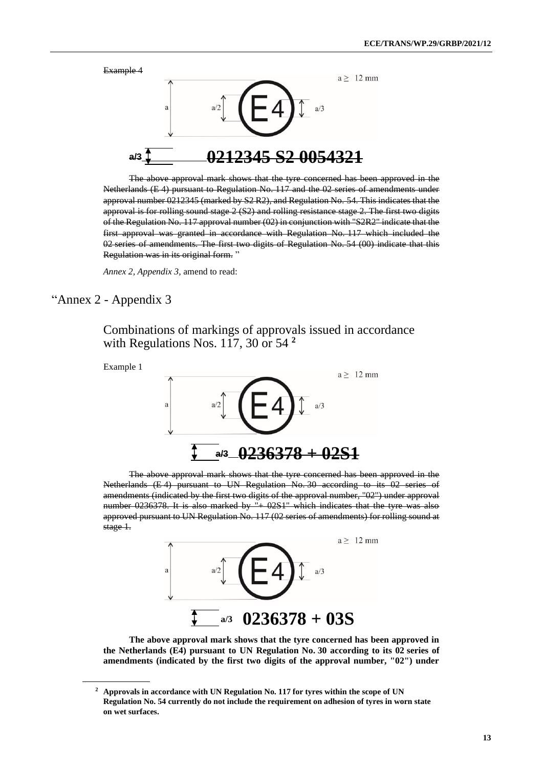~~Example 4~~

a ≥ 12 mm

~~0212345 S2 0054321~~

~~The above approval mark shows that the tyre concerned has been approved in the Netherlands (E 4) pursuant to Regulation No. 117 and the 02 series of amendments under approval number 0212345 (marked by S2 R2), and Regulation No. 54. This indicates that the approval is for rolling sound stage 2 (S2) and rolling resistance stage 2. The first two digits of the Regulation No. 117 approval number (02) in conjunction with "S2R2" indicate that the first approval was granted in accordance with Regulation No. 117 which included the 02 series of amendments. The first two digits of Regulation No. 54 (00) indicate that this Regulation was in its original form.~~ "

*Annex 2, Appendix 3,* amend to read:

## "Annex 2 - Appendix 3

### Combinations of markings of approvals issued in accordance with Regulations Nos. 117, 30 or 54 [2]

Example 1

a ≥ 12 mm

~~0236378 + 02S1~~

~~The above approval mark shows that the tyre concerned has been approved in the Netherlands (E 4) pursuant to UN Regulation No. 30 according to its 02 series of amendments (indicated by the first two digits of the approval number, "02") under approval number 0236378. It is also marked by "+ 02S1" which indicates that the tyre was also approved pursuant to UN Regulation No. 117 (02 series of amendments) for rolling sound at stage 1.~~

a ≥ 12 mm

**0236378 + 03S**

**The above approval mark shows that the tyre concerned has been approved in the Netherlands (E4) pursuant to UN Regulation No. 30 according to its 02 series of amendments (indicated by the first two digits of the approval number, "02") under**

[2] **Approvals in accordance with UN Regulation No. 117 for tyres within the scope of UN Regulation No. 54 currently do not include the requirement on adhesion of tyres in worn state on wet surfaces.**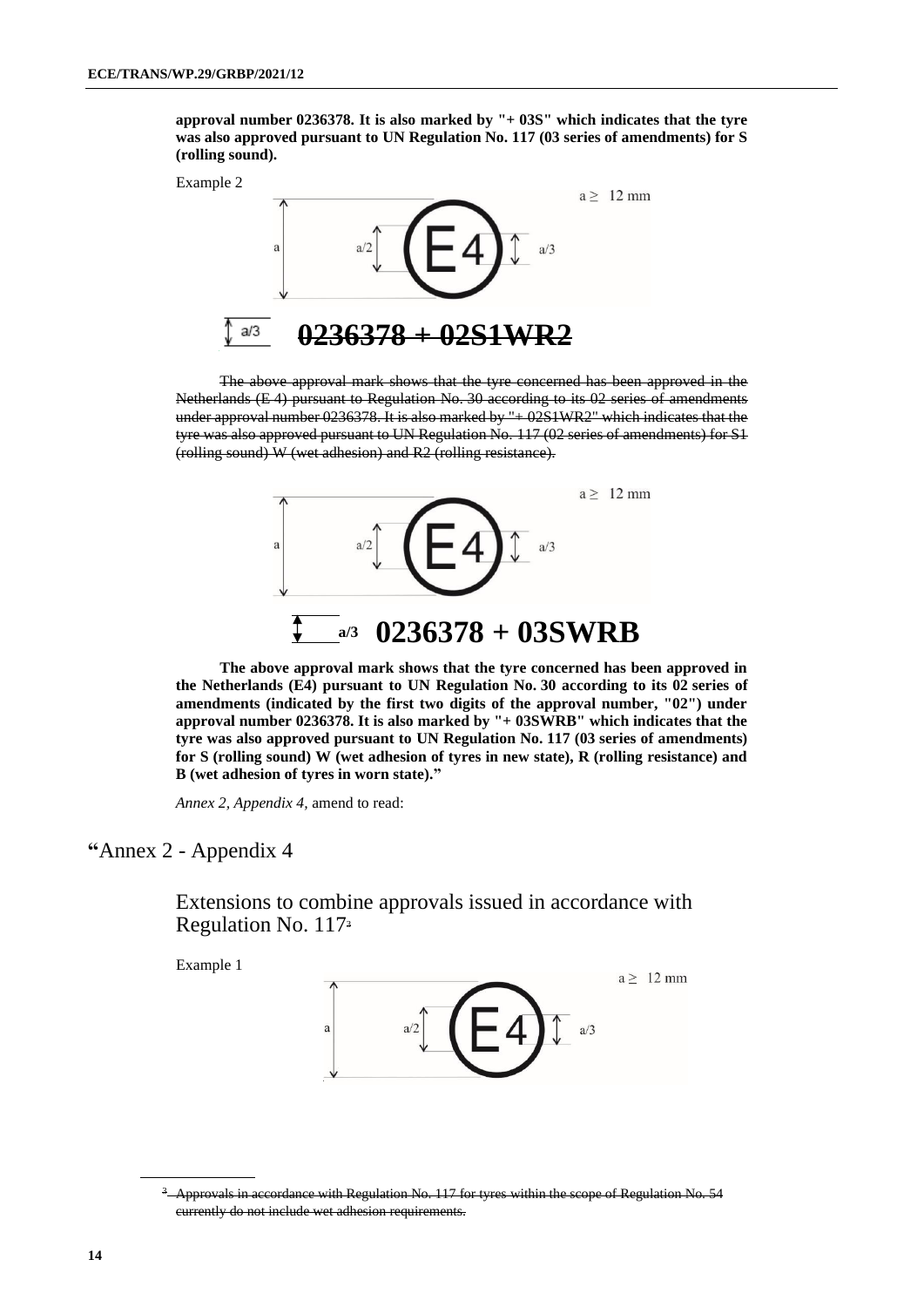**approval number 0236378. It is also marked by "+ 03S" which indicates that the tyre was also approved pursuant to UN Regulation No. 117 (03 series of amendments) for S (rolling sound).**

Example 2

a ≥ 12 mm

a    a/2    E4    a/3

a/3    ~~**0236378 + 02S1WR2**~~

~~The above approval mark shows that the tyre concerned has been approved in the Netherlands (E 4) pursuant to Regulation No. 30 according to its 02 series of amendments under approval number 0236378. It is also marked by "+ 02S1WR2" which indicates that the tyre was also approved pursuant to UN Regulation No. 117 (02 series of amendments) for S1 (rolling sound) W (wet adhesion) and R2 (rolling resistance).~~

a ≥ 12 mm

a    a/2    E4    a/3

**a/3    0236378 + 03SWRB**

**The above approval mark shows that the tyre concerned has been approved in the Netherlands (E4) pursuant to UN Regulation No. 30 according to its 02 series of amendments (indicated by the first two digits of the approval number, "02") under approval number 0236378. It is also marked by "+ 03SWRB" which indicates that the tyre was also approved pursuant to UN Regulation No. 117 (03 series of amendments) for S (rolling sound) W (wet adhesion of tyres in new state), R (rolling resistance) and B (wet adhesion of tyres in worn state)."**

*Annex 2, Appendix 4,* amend to read:

# "Annex 2 - Appendix 4

## Extensions to combine approvals issued in accordance with Regulation No. 117[3]

Example 1

a ≥ 12 mm

a    a/2    E4    a/3

---

~~[3] Approvals in accordance with Regulation No. 117 for tyres within the scope of Regulation No. 54 currently do not include wet adhesion requirements.~~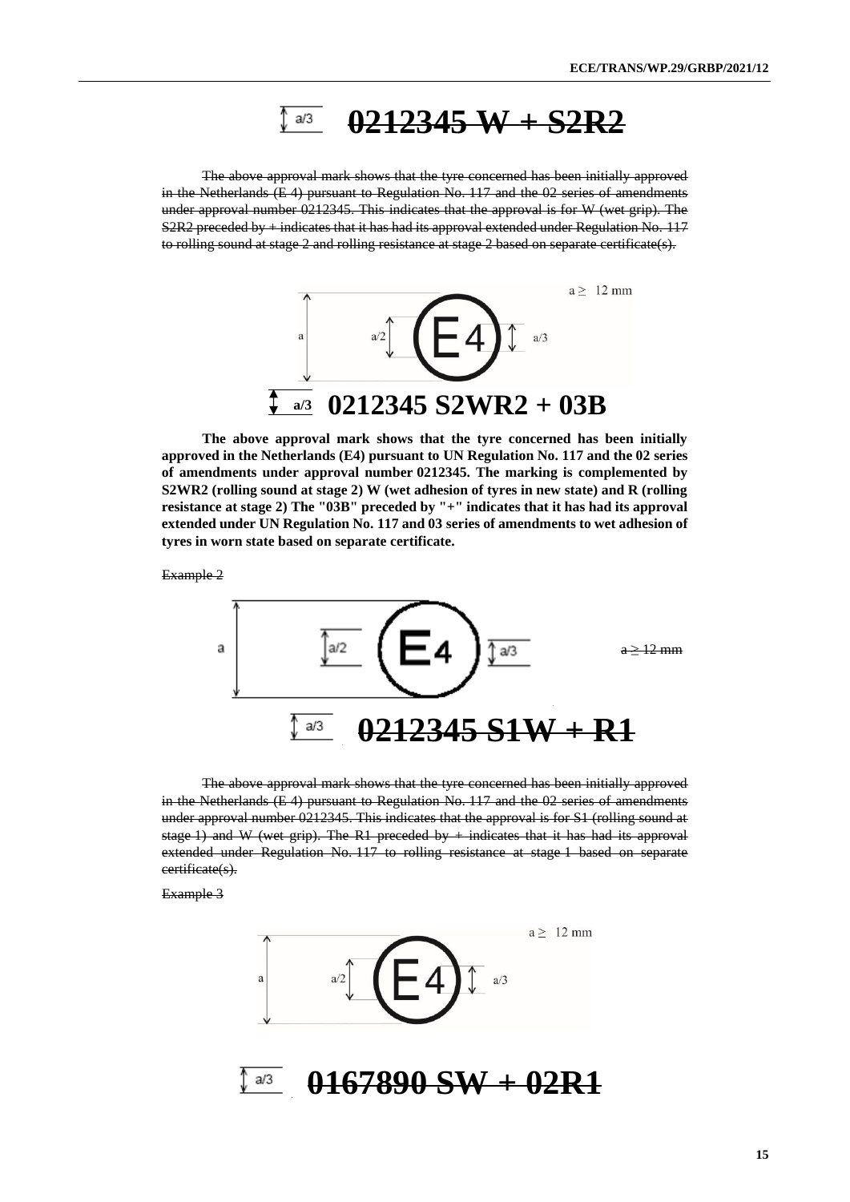a/3 ~~**0212345 W + S2R2**~~

~~The above approval mark shows that the tyre concerned has been initially approved in the Netherlands (E 4) pursuant to Regulation No. 117 and the 02 series of amendments under approval number 0212345. This indicates that the approval is for W (wet grip). The S2R2 preceded by + indicates that it has had its approval extended under Regulation No. 117 to rolling sound at stage 2 and rolling resistance at stage 2 based on separate certificate(s).~~

a ≥ 12 mm

a a/2 E4 a/3

a/3 **0212345 S2WR2 + 03B**

**The above approval mark shows that the tyre concerned has been initially approved in the Netherlands (E4) pursuant to UN Regulation No. 117 and the 02 series of amendments under approval number 0212345. The marking is complemented by S2WR2 (rolling sound at stage 2) W (wet adhesion of tyres in new state) and R (rolling resistance at stage 2) The "03B" preceded by "+" indicates that it has had its approval extended under UN Regulation No. 117 and 03 series of amendments to wet adhesion of tyres in worn state based on separate certificate.**

~~Example 2~~

a a/2 E4 a/3 ~~a ≥ 12 mm~~

a/3 ~~**0212345 S1W + R1**~~

~~The above approval mark shows that the tyre concerned has been initially approved in the Netherlands (E 4) pursuant to Regulation No. 117 and the 02 series of amendments under approval number 0212345. This indicates that the approval is for S1 (rolling sound at stage 1) and W (wet grip). The R1 preceded by + indicates that it has had its approval extended under Regulation No. 117 to rolling resistance at stage 1 based on separate certificate(s).~~

~~Example 3~~

a ≥ 12 mm

a a/2 E4 a/3

a/3 ~~**0167890 SW + 02R1**~~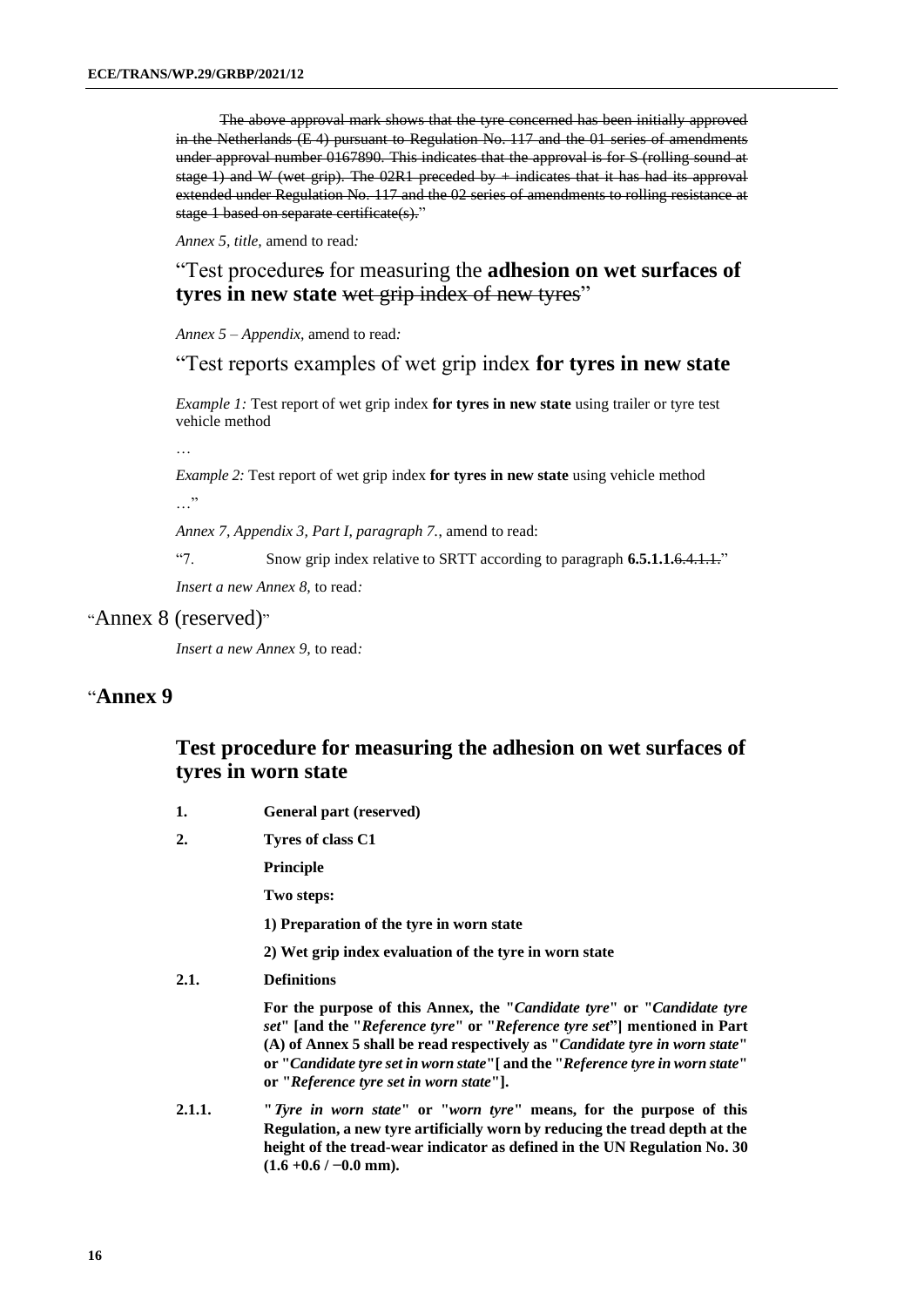~~The above approval mark shows that the tyre concerned has been initially approved in the Netherlands (E 4) pursuant to Regulation No. 117 and the 01 series of amendments under approval number 0167890. This indicates that the approval is for S (rolling sound at stage 1) and W (wet grip). The 02R1 preceded by + indicates that it has had its approval extended under Regulation No. 117 and the 02 series of amendments to rolling resistance at stage 1 based on separate certificate(s).~~"

*Annex 5, title*, amend to read*:*

"Test procedure~~s~~ for measuring the **adhesion on wet surfaces of tyres in new state** ~~wet grip index of new tyres~~"

*Annex 5 – Appendix*, amend to read*:*

"Test reports examples of wet grip index **for tyres in new state**

*Example 1:* Test report of wet grip index **for tyres in new state** using trailer or tyre test vehicle method

…

*Example 2:* Test report of wet grip index **for tyres in new state** using vehicle method

…"

*Annex 7, Appendix 3, Part I, paragraph 7.*, amend to read:

"7. Snow grip index relative to SRTT according to paragraph **6.5.1.1.**~~6.4.1.1.~~"

*Insert a new Annex 8*, to read*:*

"Annex 8 (reserved)"

*Insert a new Annex 9*, to read*:*

# "**Annex 9**

## Test procedure for measuring the adhesion on wet surfaces of tyres in worn state

**1. General part (reserved)**

**2. Tyres of class C1**

**Principle**

**Two steps:**

**1) Preparation of the tyre in worn state**

**2) Wet grip index evaluation of the tyre in worn state**

**2.1. Definitions**

**For the purpose of this Annex, the "*Candidate tyre*" or "*Candidate tyre set*" [and the "*Reference tyre*" or "*Reference tyre set*"] mentioned in Part (A) of Annex 5 shall be read respectively as "*Candidate tyre in worn state*" or "*Candidate tyre set in worn state*"[ and the "*Reference tyre in worn state*" or "*Reference tyre set in worn state*"].**

**2.1.1. "*Tyre in worn state*" or "*worn tyre*" means, for the purpose of this Regulation, a new tyre artificially worn by reducing the tread depth at the height of the tread-wear indicator as defined in the UN Regulation No. 30 (1.6 +0.6 / −0.0 mm).**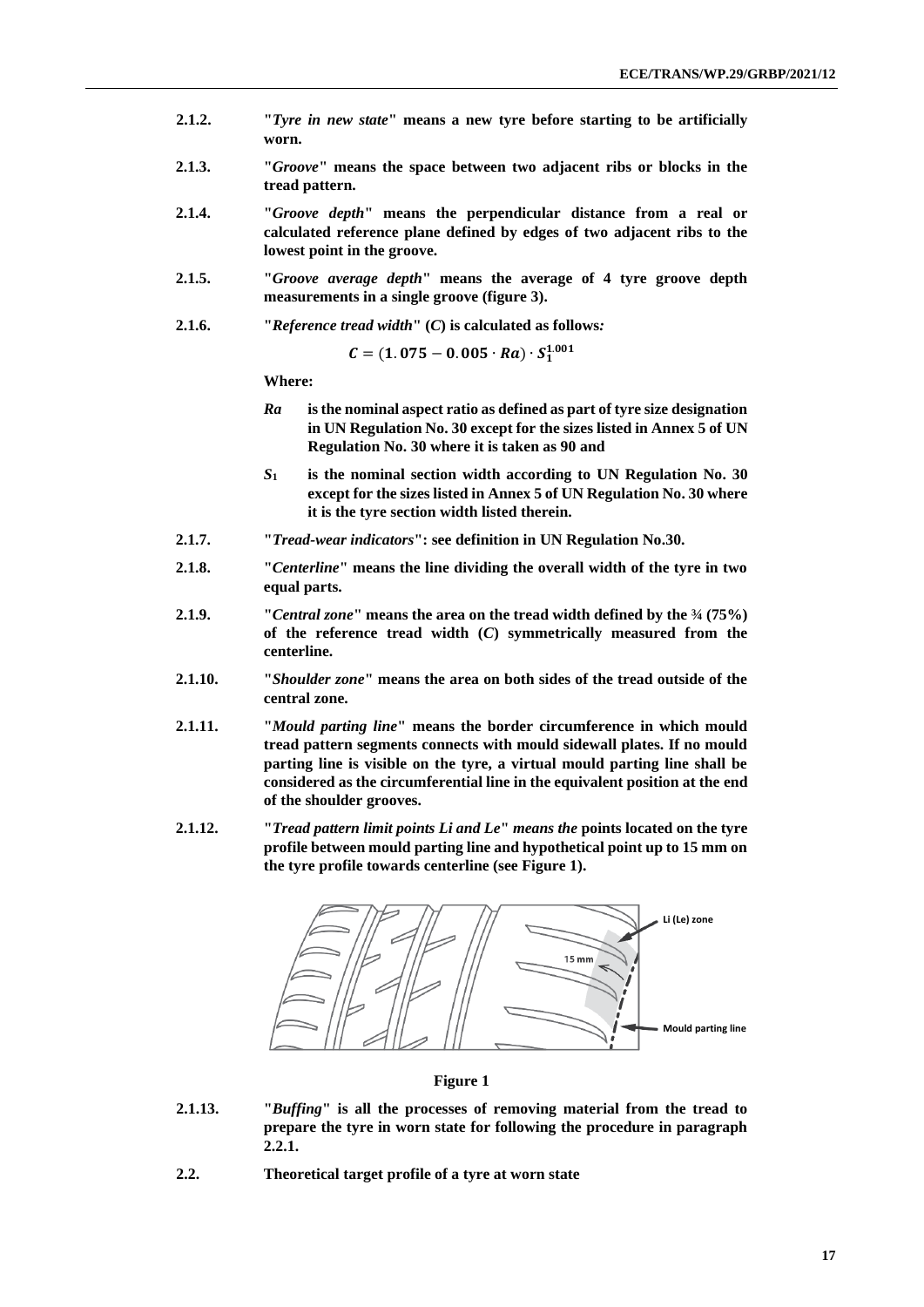2.1.2. **"*Tyre in new state*" means a new tyre before starting to be artificially worn.**

2.1.3. **"*Groove*" means the space between two adjacent ribs or blocks in the tread pattern.**

2.1.4. **"*Groove depth*" means the perpendicular distance from a real or calculated reference plane defined by edges of two adjacent ribs to the lowest point in the groove.**

2.1.5. **"*Groove average depth*" means the average of 4 tyre groove depth measurements in a single groove (figure 3).**

2.1.6. **"*Reference tread width*" (*C*) is calculated as follows*:***

$$C = (1.075 - 0.005 \cdot Ra) \cdot S_1^{1.001}$$

**Where:**

- ***Ra*** **is the nominal aspect ratio as defined as part of tyre size designation in UN Regulation No. 30 except for the sizes listed in Annex 5 of UN Regulation No. 30 where it is taken as 90 and**
- **$S_1$** **is the nominal section width according to UN Regulation No. 30 except for the sizes listed in Annex 5 of UN Regulation No. 30 where it is the tyre section width listed therein.**

2.1.7. **"*Tread-wear indicators*": see definition in UN Regulation No.30.**

2.1.8. **"*Centerline*" means the line dividing the overall width of the tyre in two equal parts.**

2.1.9. **"*Central zone*" means the area on the tread width defined by the ¾ (75%) of the reference tread width (*C*) symmetrically measured from the centerline.**

2.1.10. **"*Shoulder zone*" means the area on both sides of the tread outside of the central zone.**

2.1.11. **"*Mould parting line*" means the border circumference in which mould tread pattern segments connects with mould sidewall plates. If no mould parting line is visible on the tyre, a virtual mould parting line shall be considered as the circumferential line in the equivalent position at the end of the shoulder grooves.**

2.1.12. **"*Tread pattern limit points Li and Le*" *means the* points located on the tyre profile between mould parting line and hypothetical point up to 15 mm on the tyre profile towards centerline (see Figure 1).**

**Figure 1**

2.1.13. **"*Buffing*" is all the processes of removing material from the tread to prepare the tyre in worn state for following the procedure in paragraph 2.2.1.**

2.2. **Theoretical target profile of a tyre at worn state**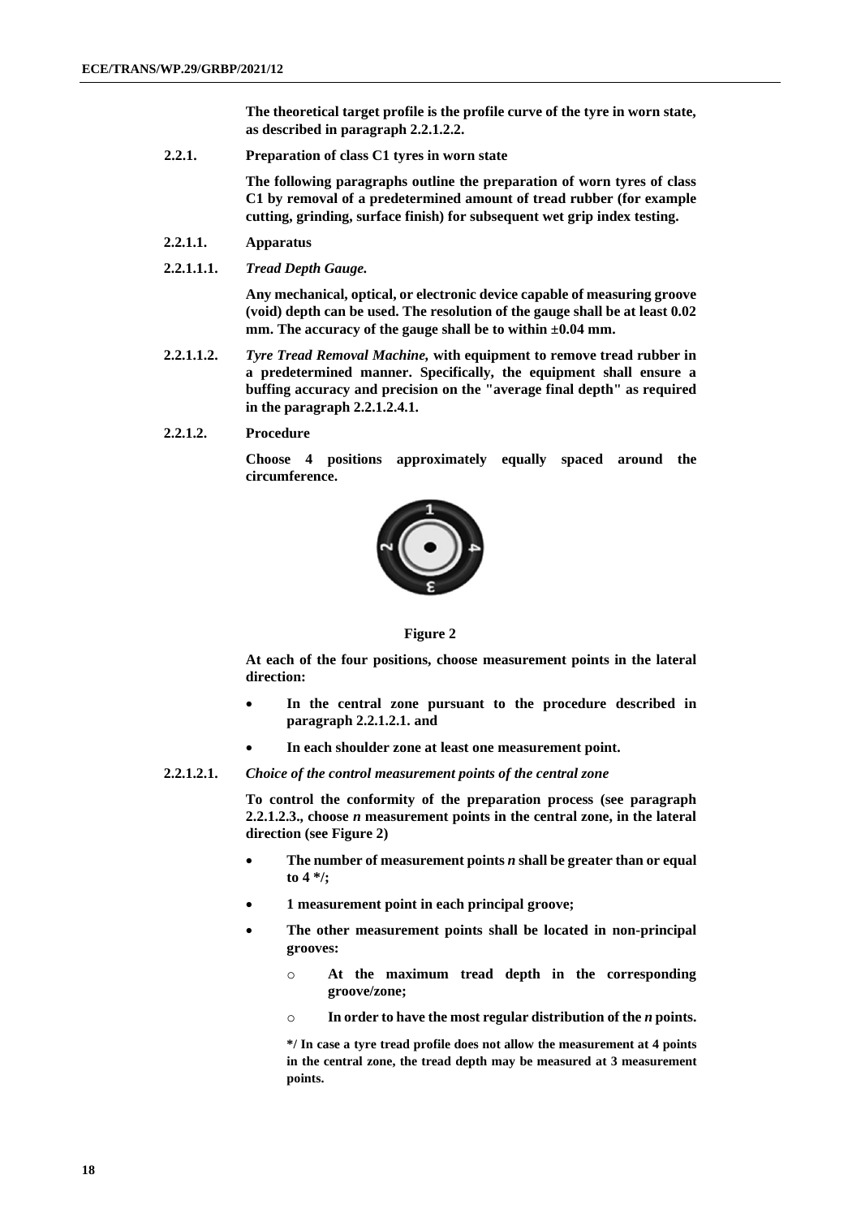**The theoretical target profile is the profile curve of the tyre in worn state, as described in paragraph 2.2.1.2.2.**

**2.2.1. Preparation of class C1 tyres in worn state**

**The following paragraphs outline the preparation of worn tyres of class C1 by removal of a predetermined amount of tread rubber (for example cutting, grinding, surface finish) for subsequent wet grip index testing.**

**2.2.1.1. Apparatus**

**2.2.1.1.1.** ***Tread Depth Gauge.***

**Any mechanical, optical, or electronic device capable of measuring groove (void) depth can be used. The resolution of the gauge shall be at least 0.02 mm. The accuracy of the gauge shall be to within ±0.04 mm.**

**2.2.1.1.2.** ***Tyre Tread Removal Machine,*** **with equipment to remove tread rubber in a predetermined manner. Specifically, the equipment shall ensure a buffing accuracy and precision on the "average final depth" as required in the paragraph 2.2.1.2.4.1.**

**2.2.1.2. Procedure**

**Choose 4 positions approximately equally spaced around the circumference.**

**Figure 2**

**At each of the four positions, choose measurement points in the lateral direction:**

- **In the central zone pursuant to the procedure described in paragraph 2.2.1.2.1. and**
- **In each shoulder zone at least one measurement point.**

**2.2.1.2.1.** ***Choice of the control measurement points of the central zone***

**To control the conformity of the preparation process (see paragraph 2.2.1.2.3., choose *n* measurement points in the central zone, in the lateral direction (see Figure 2)**

- **The number of measurement points *n* shall be greater than or equal to 4 \*/;**
- **1 measurement point in each principal groove;**
- **The other measurement points shall be located in non-principal grooves:**
  - **At the maximum tread depth in the corresponding groove/zone;**
  - **In order to have the most regular distribution of the *n* points.**

**\*/ In case a tyre tread profile does not allow the measurement at 4 points in the central zone, the tread depth may be measured at 3 measurement points.**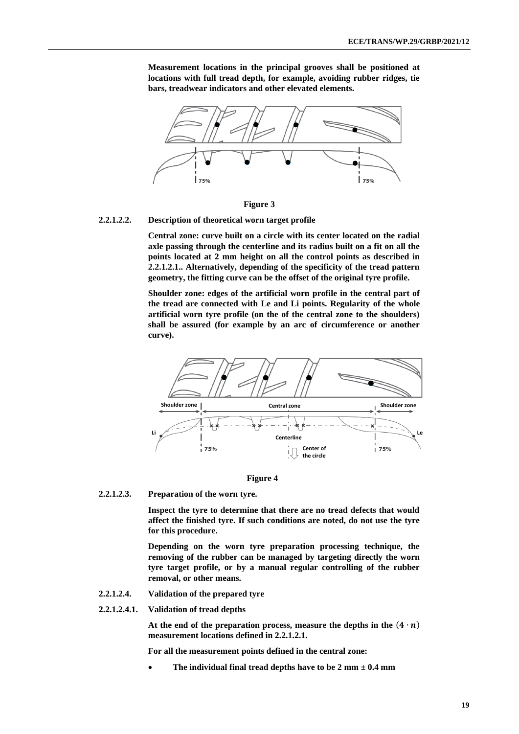**Measurement locations in the principal grooves shall be positioned at locations with full tread depth, for example, avoiding rubber ridges, tie bars, treadwear indicators and other elevated elements.**

**Figure 3**

**2.2.1.2.2. Description of theoretical worn target profile**

**Central zone: curve built on a circle with its center located on the radial axle passing through the centerline and its radius built on a fit on all the points located at 2 mm height on all the control points as described in 2.2.1.2.1.. Alternatively, depending of the specificity of the tread pattern geometry, the fitting curve can be the offset of the original tyre profile.**

**Shoulder zone: edges of the artificial worn profile in the central part of the tread are connected with Le and Li points. Regularity of the whole artificial worn tyre profile (on the of the central zone to the shoulders) shall be assured (for example by an arc of circumference or another curve).**

**Figure 4**

**2.2.1.2.3. Preparation of the worn tyre.**

**Inspect the tyre to determine that there are no tread defects that would affect the finished tyre. If such conditions are noted, do not use the tyre for this procedure.**

**Depending on the worn tyre preparation processing technique, the removing of the rubber can be managed by targeting directly the worn tyre target profile, or by a manual regular controlling of the rubber removal, or other means.**

**2.2.1.2.4. Validation of the prepared tyre**

**2.2.1.2.4.1. Validation of tread depths**

**At the end of the preparation process, measure the depths in the $(4 \cdot n)$ measurement locations defined in 2.2.1.2.1.**

**For all the measurement points defined in the central zone:**

- **The individual final tread depths have to be 2 mm ± 0.4 mm**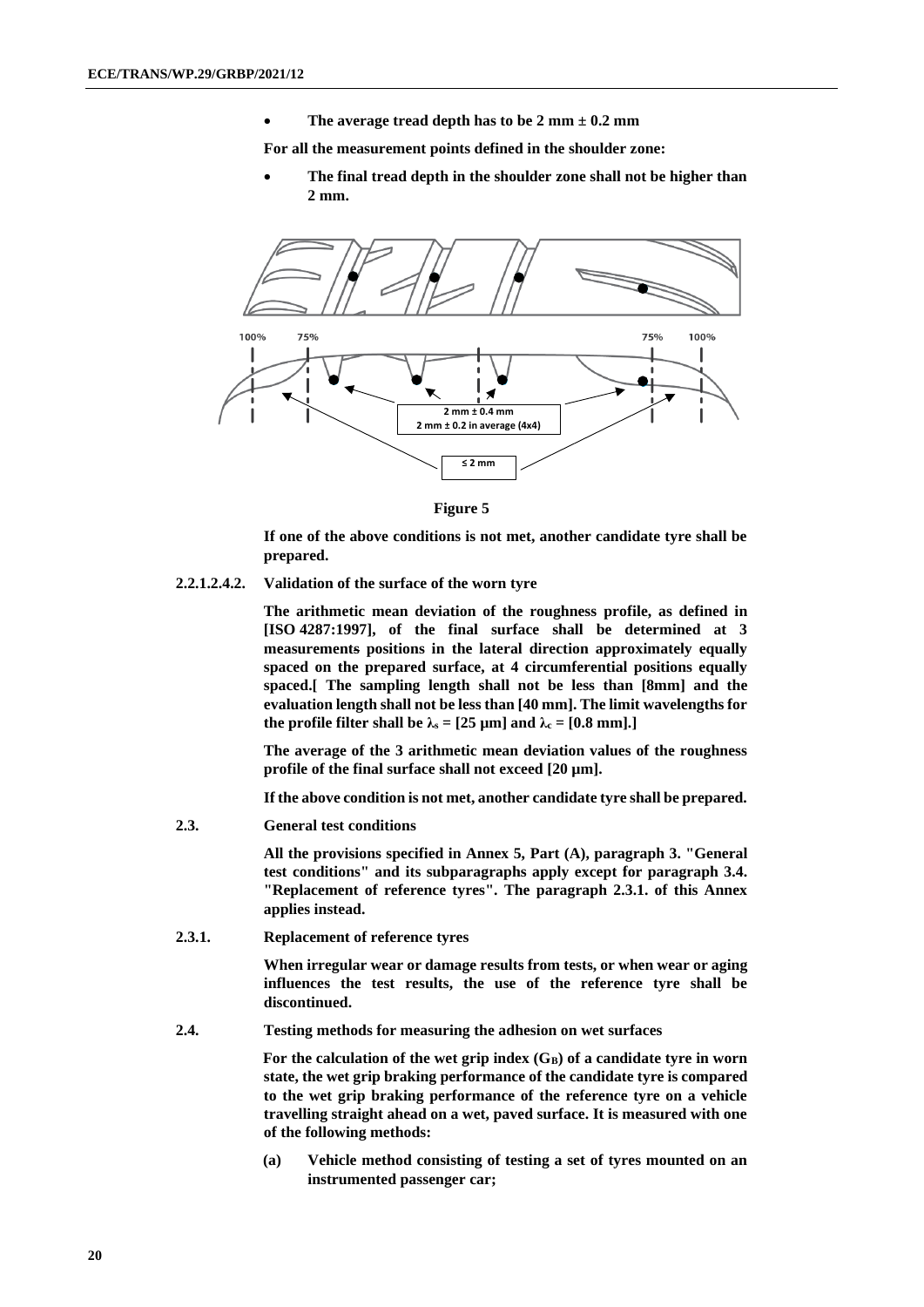- **The average tread depth has to be 2 mm ± 0.2 mm**

**For all the measurement points defined in the shoulder zone:**

- **The final tread depth in the shoulder zone shall not be higher than 2 mm.**

**Figure 5**

**If one of the above conditions is not met, another candidate tyre shall be prepared.**

**2.2.1.2.4.2. Validation of the surface of the worn tyre**

**The arithmetic mean deviation of the roughness profile, as defined in [ISO 4287:1997], of the final surface shall be determined at 3 measurements positions in the lateral direction approximately equally spaced on the prepared surface, at 4 circumferential positions equally spaced.[ The sampling length shall not be less than [8mm] and the evaluation length shall not be less than [40 mm]. The limit wavelengths for the profile filter shall be $\lambda_s$ = [25 µm] and $\lambda_c$ = [0.8 mm].]**

**The average of the 3 arithmetic mean deviation values of the roughness profile of the final surface shall not exceed [20 µm].**

**If the above condition is not met, another candidate tyre shall be prepared.**

**2.3. General test conditions**

**All the provisions specified in Annex 5, Part (A), paragraph 3. "General test conditions" and its subparagraphs apply except for paragraph 3.4. "Replacement of reference tyres". The paragraph 2.3.1. of this Annex applies instead.**

**2.3.1. Replacement of reference tyres**

**When irregular wear or damage results from tests, or when wear or aging influences the test results, the use of the reference tyre shall be discontinued.**

**2.4. Testing methods for measuring the adhesion on wet surfaces**

**For the calculation of the wet grip index ($G_B$) of a candidate tyre in worn state, the wet grip braking performance of the candidate tyre is compared to the wet grip braking performance of the reference tyre on a vehicle travelling straight ahead on a wet, paved surface. It is measured with one of the following methods:**

**(a) Vehicle method consisting of testing a set of tyres mounted on an instrumented passenger car;**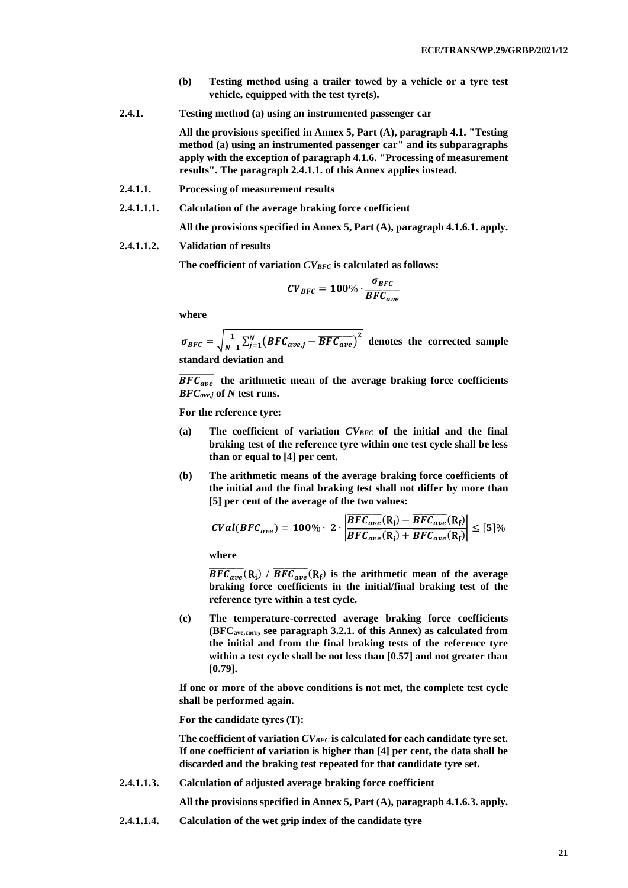**(b) Testing method using a trailer towed by a vehicle or a tyre test vehicle, equipped with the test tyre(s).**

**2.4.1. Testing method (a) using an instrumented passenger car**

**All the provisions specified in Annex 5, Part (A), paragraph 4.1. "Testing method (a) using an instrumented passenger car" and its subparagraphs apply with the exception of paragraph 4.1.6. "Processing of measurement results". The paragraph 2.4.1.1. of this Annex applies instead.**

**2.4.1.1. Processing of measurement results**

**2.4.1.1.1. Calculation of the average braking force coefficient**

**All the provisions specified in Annex 5, Part (A), paragraph 4.1.6.1. apply.**

**2.4.1.1.2. Validation of results**

**The coefficient of variation $CV_{BFC}$ is calculated as follows:**

$$CV_{BFC} = 100\% \cdot \frac{\sigma_{BFC}}{\overline{BFC_{ave}}}$$

**where**

$\sigma_{BFC} = \sqrt{\frac{1}{N-1}\sum_{j=1}^{N}\left(BFC_{ave,j} - \overline{BFC_{ave}}\right)^2}$ **denotes the corrected sample standard deviation and**

$\overline{BFC_{ave}}$ **the arithmetic mean of the average braking force coefficients $BFC_{ave,j}$ of $N$ test runs.**

**For the reference tyre:**

**(a) The coefficient of variation $CV_{BFC}$ of the initial and the final braking test of the reference tyre within one test cycle shall be less than or equal to [4] per cent.**

**(b) The arithmetic means of the average braking force coefficients of the initial and the final braking test shall not differ by more than [5] per cent of the average of the two values:**

$$CVal(BFC_{ave}) = 100\% \cdot 2 \cdot \left|\frac{\overline{BFC_{ave}}(R_i) - \overline{BFC_{ave}}(R_f)}{\overline{BFC_{ave}}(R_i) + \overline{BFC_{ave}}(R_f)}\right| \leq [5]\%$$

**where**

$\overline{BFC_{ave}}(R_i)$ **/** $\overline{BFC_{ave}}(R_f)$ **is the arithmetic mean of the average braking force coefficients in the initial/final braking test of the reference tyre within a test cycle.**

**(c) The temperature-corrected average braking force coefficients ($BFC_{ave,corr}$, see paragraph 3.2.1. of this Annex) as calculated from the initial and from the final braking tests of the reference tyre within a test cycle shall be not less than [0.57] and not greater than [0.79].**

**If one or more of the above conditions is not met, the complete test cycle shall be performed again.**

**For the candidate tyres (T):**

**The coefficient of variation $CV_{BFC}$ is calculated for each candidate tyre set. If one coefficient of variation is higher than [4] per cent, the data shall be discarded and the braking test repeated for that candidate tyre set.**

**2.4.1.1.3. Calculation of adjusted average braking force coefficient**

**All the provisions specified in Annex 5, Part (A), paragraph 4.1.6.3. apply.**

**2.4.1.1.4. Calculation of the wet grip index of the candidate tyre**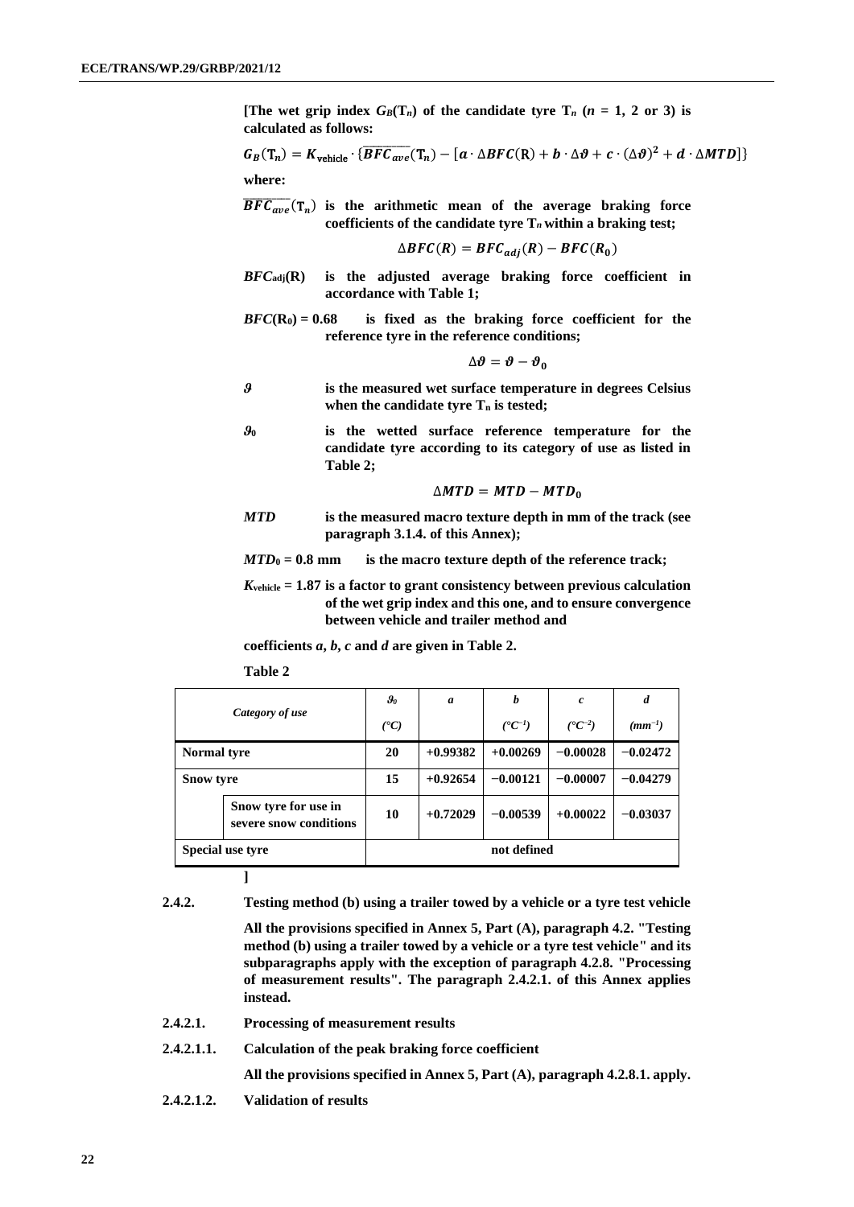**[The wet grip index $G_B(\mathrm{T}_n)$ of the candidate tyre $\mathrm{T}_n$ ($n$ = 1, 2 or 3) is calculated as follows:**

$$G_B(\mathrm{T}_n) = K_{\text{vehicle}} \cdot \{\overline{BFC_{ave}}(\mathrm{T}_n) - [a \cdot \Delta BFC(\mathrm{R}) + b \cdot \Delta\vartheta + c \cdot (\Delta\vartheta)^2 + d \cdot \Delta MTD]\}$$

**where:**

$\overline{BFC_{ave}}(\mathrm{T}_n)$ **is the arithmetic mean of the average braking force coefficients of the candidate tyre $\mathrm{T}_n$ within a braking test;**

$$\Delta BFC(R) = BFC_{adj}(R) - BFC(R_0)$$

$BFC_{adj}(R)$ **is the adjusted average braking force coefficient in accordance with Table 1;**

$BFC(R_0) = 0.68$ **is fixed as the braking force coefficient for the reference tyre in the reference conditions;**

$$\Delta\vartheta = \vartheta - \vartheta_0$$

$\vartheta$ **is the measured wet surface temperature in degrees Celsius when the candidate tyre $\mathrm{T}_n$ is tested;**

$\vartheta_0$ **is the wetted surface reference temperature for the candidate tyre according to its category of use as listed in Table 2;**

$$\Delta MTD = MTD - MTD_0$$

$MTD$ **is the measured macro texture depth in mm of the track (see paragraph 3.1.4. of this Annex);**

$MTD_0 = 0.8$ **mm is the macro texture depth of the reference track;**

$K_{\text{vehicle}} = 1.87$ **is a factor to grant consistency between previous calculation of the wet grip index and this one, and to ensure convergence between vehicle and trailer method and**

**coefficients *a*, *b*, *c* and *d* are given in Table 2.**

**Table 2**

| *Category of use* | | $\vartheta_0$ (°C) | *a* | *b* (°C$^{-1}$) | *c* (°C$^{-2}$) | *d* (mm$^{-1}$) |
|---|---|---|---|---|---|---|
| **Normal tyre** | | **20** | **+0.99382** | **+0.00269** | **−0.00028** | **−0.02472** |
| **Snow tyre** | | **15** | **+0.92654** | **−0.00121** | **−0.00007** | **−0.04279** |
| | **Snow tyre for use in severe snow conditions** | **10** | **+0.72029** | **−0.00539** | **+0.00022** | **−0.03037** |
| **Special use tyre** | | **not defined** | | | | |

**]**

**2.4.2. Testing method (b) using a trailer towed by a vehicle or a tyre test vehicle**

**All the provisions specified in Annex 5, Part (A), paragraph 4.2. "Testing method (b) using a trailer towed by a vehicle or a tyre test vehicle" and its subparagraphs apply with the exception of paragraph 4.2.8. "Processing of measurement results". The paragraph 2.4.2.1. of this Annex applies instead.**

**2.4.2.1. Processing of measurement results**

**2.4.2.1.1. Calculation of the peak braking force coefficient**

**All the provisions specified in Annex 5, Part (A), paragraph 4.2.8.1. apply.**

**2.4.2.1.2. Validation of results**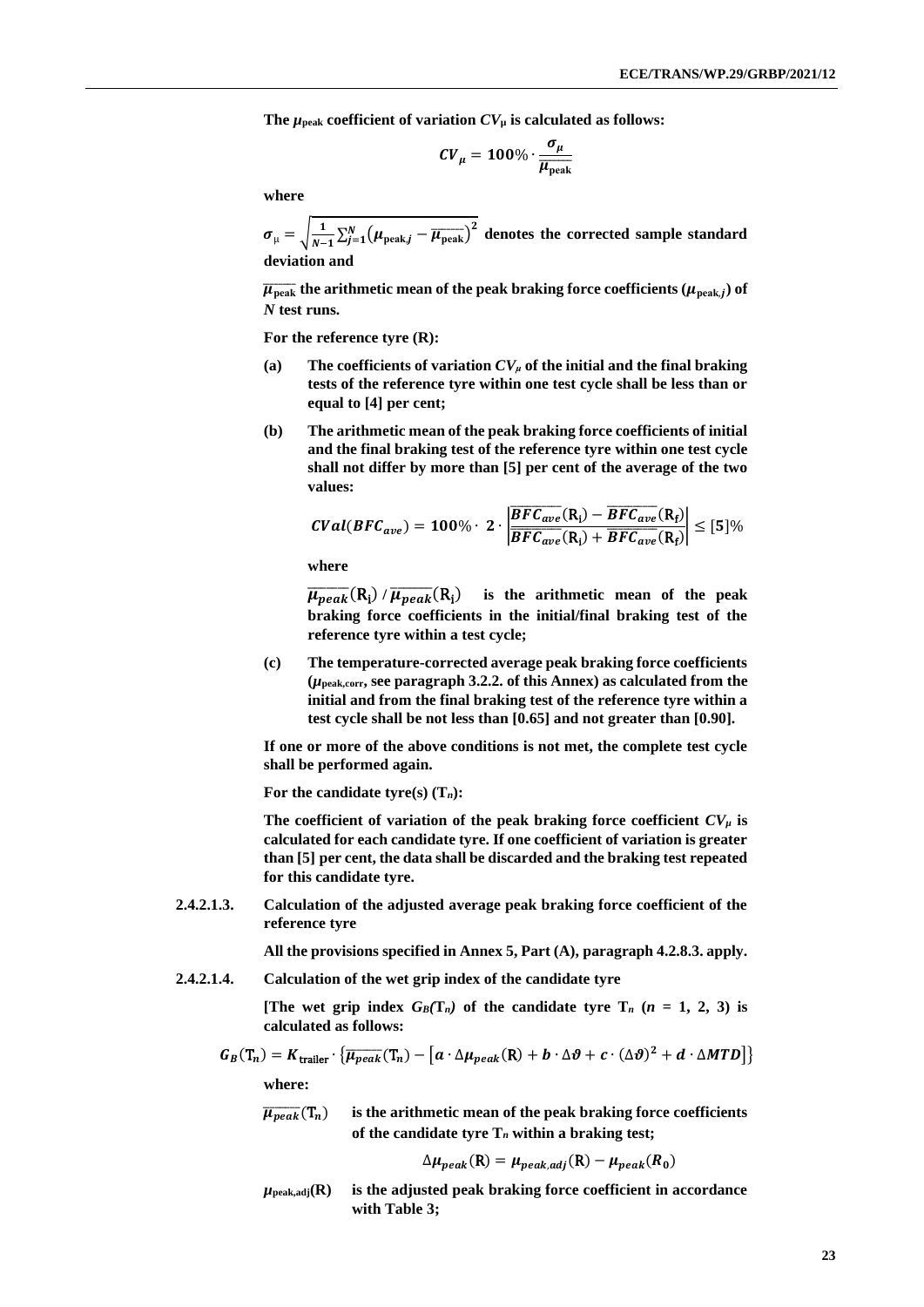**The $\mu_{peak}$ coefficient of variation $CV_\mu$ is calculated as follows:**

$$CV_\mu = 100\% \cdot \frac{\sigma_\mu}{\overline{\mu_{peak}}}$$

**where**

$\sigma_\mu = \sqrt{\frac{1}{N-1}\sum_{j=1}^{N}\left(\mu_{peak,j} - \overline{\mu_{peak}}\right)^2}$ **denotes the corrected sample standard deviation and**

$\overline{\mu_{peak}}$ **the arithmetic mean of the peak braking force coefficients ($\mu_{peak,j}$) of $N$ test runs.**

**For the reference tyre (R):**

**(a) The coefficients of variation $CV_\mu$ of the initial and the final braking tests of the reference tyre within one test cycle shall be less than or equal to [4] per cent;**

**(b) The arithmetic mean of the peak braking force coefficients of initial and the final braking test of the reference tyre within one test cycle shall not differ by more than [5] per cent of the average of the two values:**

$$CVal(BFC_{ave}) = 100\% \cdot 2 \cdot \left|\frac{\overline{BFC_{ave}}(R_i) - \overline{BFC_{ave}}(R_f)}{\overline{BFC_{ave}}(R_i) + \overline{BFC_{ave}}(R_f)}\right| \leq [5]\%$$

**where**

$\overline{\mu_{peak}}(R_i)$ / $\overline{\mu_{peak}}(R_f)$ **is the arithmetic mean of the peak braking force coefficients in the initial/final braking test of the reference tyre within a test cycle;**

**(c) The temperature-corrected average peak braking force coefficients ($\mu_{peak,corr}$, see paragraph 3.2.2. of this Annex) as calculated from the initial and from the final braking test of the reference tyre within a test cycle shall be not less than [0.65] and not greater than [0.90].**

**If one or more of the above conditions is not met, the complete test cycle shall be performed again.**

**For the candidate tyre(s) ($T_n$):**

**The coefficient of variation of the peak braking force coefficient $CV_\mu$ is calculated for each candidate tyre. If one coefficient of variation is greater than [5] per cent, the data shall be discarded and the braking test repeated for this candidate tyre.**

**2.4.2.1.3. Calculation of the adjusted average peak braking force coefficient of the reference tyre**

**All the provisions specified in Annex 5, Part (A), paragraph 4.2.8.3. apply.**

**2.4.2.1.4. Calculation of the wet grip index of the candidate tyre**

**[The wet grip index $G_B(T_n)$ of the candidate tyre $T_n$ ($n$ = 1, 2, 3) is calculated as follows:**

$$G_B(T_n) = K_{trailer} \cdot \left\{\overline{\mu_{peak}}(T_n) - \left[a \cdot \Delta\mu_{peak}(R) + b \cdot \Delta\vartheta + c \cdot (\Delta\vartheta)^2 + d \cdot \Delta MTD\right]\right\}$$

**where:**

$\overline{\mu_{peak}}(T_n)$ **is the arithmetic mean of the peak braking force coefficients of the candidate tyre $T_n$ within a braking test;**

$$\Delta\mu_{peak}(R) = \mu_{peak,adj}(R) - \mu_{peak}(R_0)$$

$\mu_{peak,adj}(R)$ **is the adjusted peak braking force coefficient in accordance with Table 3;**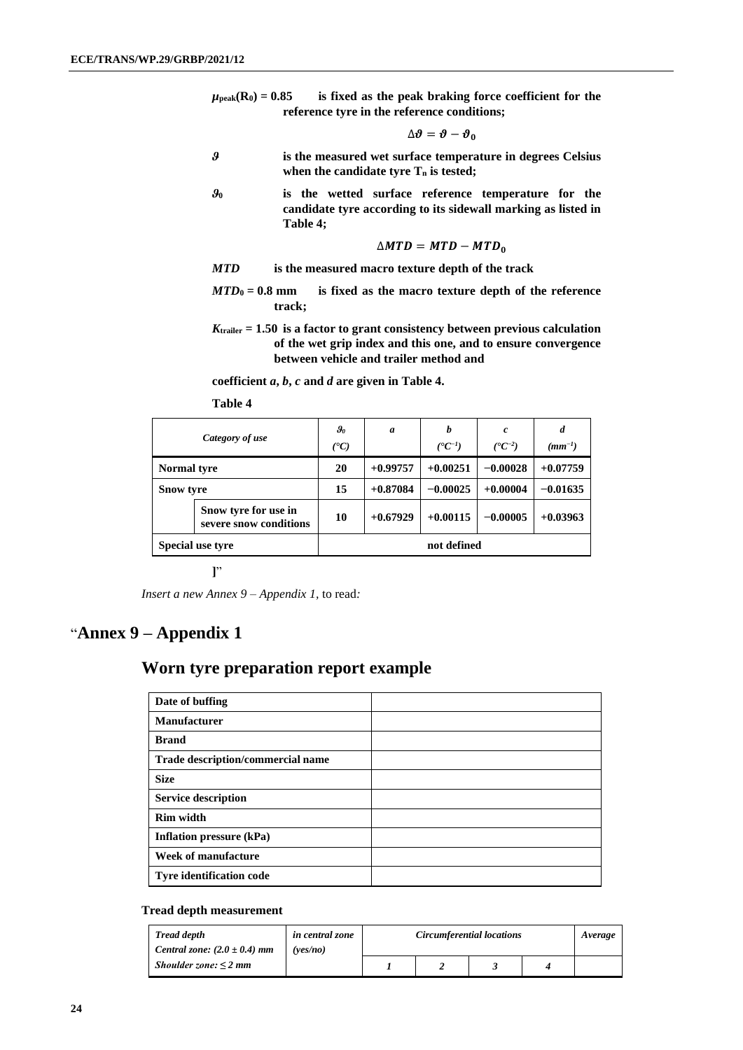**$\mu_{peak}(R_0) = 0.85$ is fixed as the peak braking force coefficient for the reference tyre in the reference conditions;**

$$\Delta\vartheta = \vartheta - \vartheta_0$$

**$\vartheta$ is the measured wet surface temperature in degrees Celsius when the candidate tyre $T_n$ is tested;**

**$\vartheta_0$ is the wetted surface reference temperature for the candidate tyre according to its sidewall marking as listed in Table 4;**

$$\Delta MTD = MTD - MTD_0$$

**$MTD$ is the measured macro texture depth of the track**

**$MTD_0 = 0.8$ mm is fixed as the macro texture depth of the reference track;**

**$K_{trailer} = 1.50$ is a factor to grant consistency between previous calculation of the wet grip index and this one, and to ensure convergence between vehicle and trailer method and**

**coefficient *a*, *b*, *c* and *d* are given in Table 4.**

**Table 4**

| *Category of use* | | $\vartheta_0$ (°C) | *a* | *b* (°C⁻¹) | *c* (°C⁻²) | *d* (mm⁻¹) |
|---|---|---|---|---|---|---|
| **Normal tyre** | | **20** | **+0.99757** | **+0.00251** | **−0.00028** | **+0.07759** |
| **Snow tyre** | | **15** | **+0.87084** | **−0.00025** | **+0.00004** | **−0.01635** |
| | **Snow tyre for use in severe snow conditions** | **10** | **+0.67929** | **+0.00115** | **−0.00005** | **+0.03963** |
| **Special use tyre** | | **not defined** | | | | |

**]**"

*Insert a new Annex 9 – Appendix 1,* to read*:*

# "**Annex 9 – Appendix 1**

## Worn tyre preparation report example

| | |
|---|---|
| **Date of buffing** | |
| **Manufacturer** | |
| **Brand** | |
| **Trade description/commercial name** | |
| **Size** | |
| **Service description** | |
| **Rim width** | |
| **Inflation pressure (kPa)** | |
| **Week of manufacture** | |
| **Tyre identification code** | |

**Tread depth measurement**

| *Tread depth* *Central zone: (2.0 ± 0.4) mm* *Shoulder zone: ≤ 2 mm* | *in central zone (yes/no)* | *Circumferential locations* | | | | *Average* |
|---|---|---|---|---|---|---|
| | | *1* | *2* | *3* | *4* | |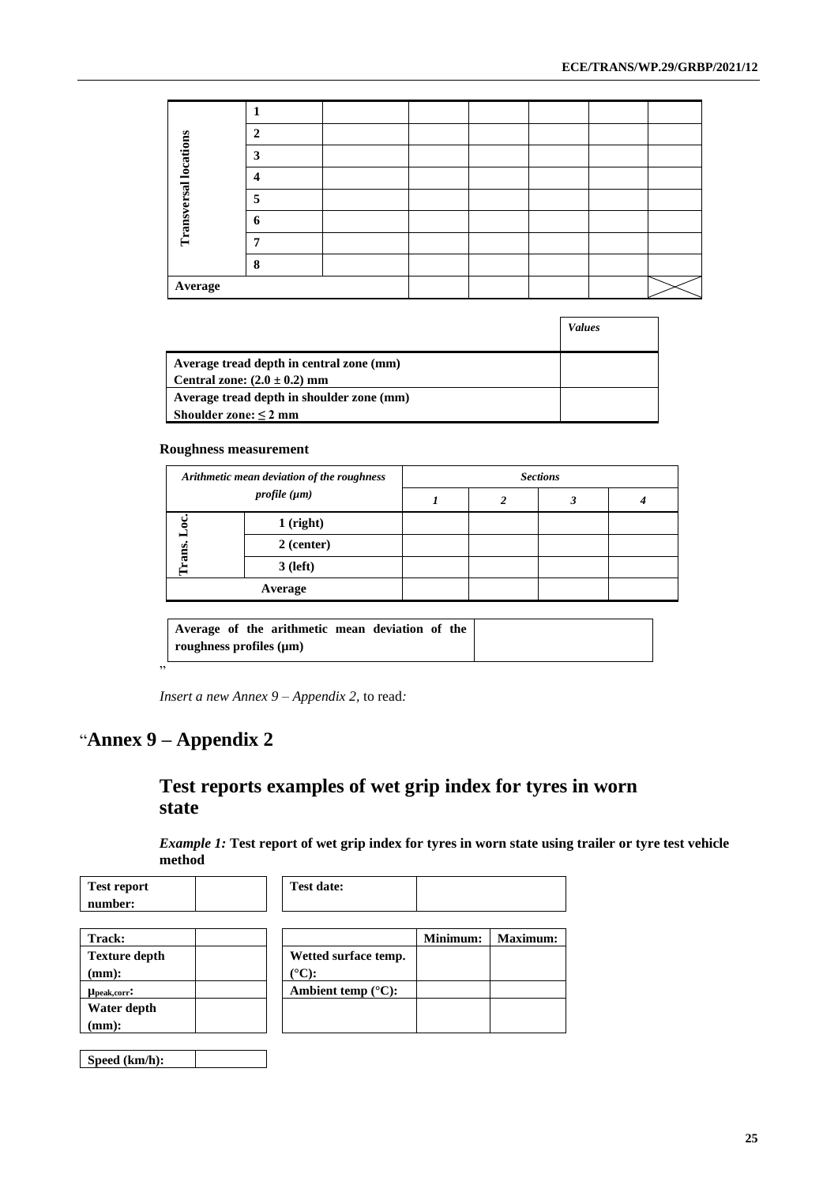| Transversal locations | | | | | | | |
|---|---|---|---|---|---|---|---|
| | 1 | | | | | | |
| | 2 | | | | | | |
| | 3 | | | | | | |
| | 4 | | | | | | |
| | 5 | | | | | | |
| | 6 | | | | | | |
| | 7 | | | | | | |
| | 8 | | | | | | |
| **Average** | | | | | | | |

| | *Values* |
|---|---|
| **Average tread depth in central zone (mm)** **Central zone: (2.0 ± 0.2) mm** | |
| **Average tread depth in shoulder zone (mm)** **Shoulder zone: ≤ 2 mm** | |

**Roughness measurement**

| *Arithmetic mean deviation of the roughness profile (µm)* | | *Sections* | | | |
|---|---|---|---|---|---|
| | | *1* | *2* | *3* | *4* |
| **Trans. Loc.** | **1 (right)** | | | | |
| | **2 (center)** | | | | |
| | **3 (left)** | | | | |
| **Average** | | | | | |

| **Average of the arithmetic mean deviation of the roughness profiles (µm)** | |
|---|---|

"

*Insert a new Annex 9 – Appendix 2,* to read*:*

# "Annex 9 – Appendix 2

## Test reports examples of wet grip index for tyres in worn state

*Example 1:* **Test report of wet grip index for tyres in worn state using trailer or tyre test vehicle method**

| **Test report number:** | | **Test date:** | |
|---|---|---|---|

| **Track:** | |
|---|---|
| **Texture depth (mm):** | |
| **$\mu_{peak,corr}$:** | |
| **Water depth (mm):** | |

| | **Minimum:** | **Maximum:** |
|---|---|---|
| **Wetted surface temp. (°C):** | | |
| **Ambient temp (°C):** | | |
| | | |

| **Speed (km/h):** | |
|---|---|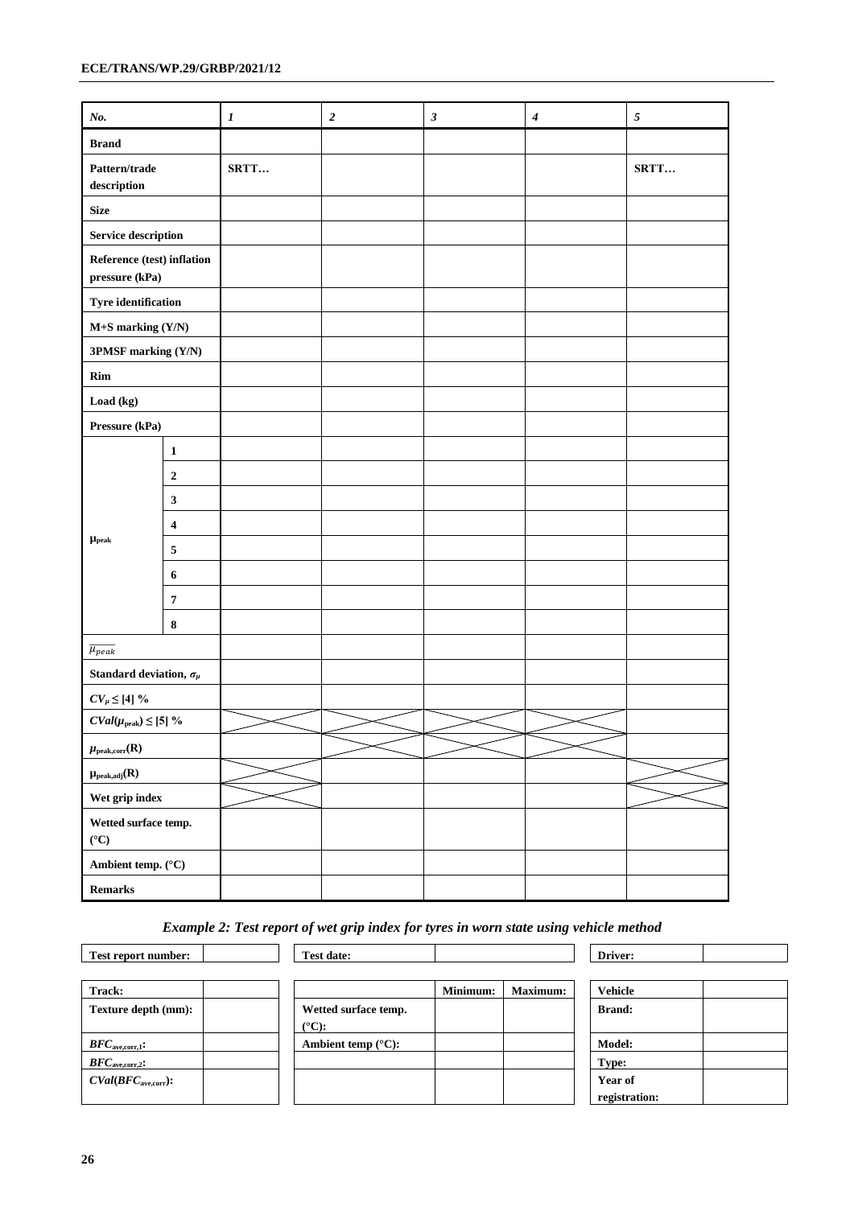| *No.* | | *1* | *2* | *3* | *4* | *5* |
|---|---|---|---|---|---|---|
| **Brand** | | | | | | |
| **Pattern/trade description** | | **SRTT…** | | | | **SRTT…** |
| **Size** | | | | | | |
| **Service description** | | | | | | |
| **Reference (test) inflation pressure (kPa)** | | | | | | |
| **Tyre identification** | | | | | | |
| **M+S marking (Y/N)** | | | | | | |
| **3PMSF marking (Y/N)** | | | | | | |
| **Rim** | | | | | | |
| **Load (kg)** | | | | | | |
| **Pressure (kPa)** | | | | | | |
| $\mu_{peak}$ | **1** | | | | | |
| | **2** | | | | | |
| | **3** | | | | | |
| | **4** | | | | | |
| | **5** | | | | | |
| | **6** | | | | | |
| | **7** | | | | | |
| | **8** | | | | | |
| $\overline{\mu_{peak}}$ | | | | | | |
| **Standard deviation,** $\sigma_{\mu}$ | | | | | | |
| $CV_{\mu} \leq [4]$ **%** | | | | | | |
| $CVal(\mu_{peak}) \leq [5]$ **%** | | X | X | X | X | |
| $\mu_{peak,corr}(R)$ | | | X | X | X | |
| $\mu_{peak,adj}(R)$ | | X | | | | X |
| **Wet grip index** | | X | | | | X |
| **Wetted surface temp. (°C)** | | | | | | |
| **Ambient temp. (°C)** | | | | | | |
| **Remarks** | | | | | | |

*Example 2: Test report of wet grip index for tyres in worn state using vehicle method*

| **Test report number:** | |
|---|---|

| **Test date:** | |
|---|---|

| **Driver:** | |
|---|---|

| **Track:** | |
|---|---|
| **Texture depth (mm):** | |
| $BFC_{ave,corr,1}$**:** | |
| $BFC_{ave,corr,2}$**:** | |
| $CVal(BFC_{ave,corr})$**:** | |

| | **Minimum:** | **Maximum:** |
|---|---|---|
| **Wetted surface temp. (°C):** | | |
| **Ambient temp (°C):** | | |
| | | |
| | | |

| **Vehicle** | |
|---|---|
| **Brand:** | |
| **Model:** | |
| **Type:** | |
| **Year of registration:** | |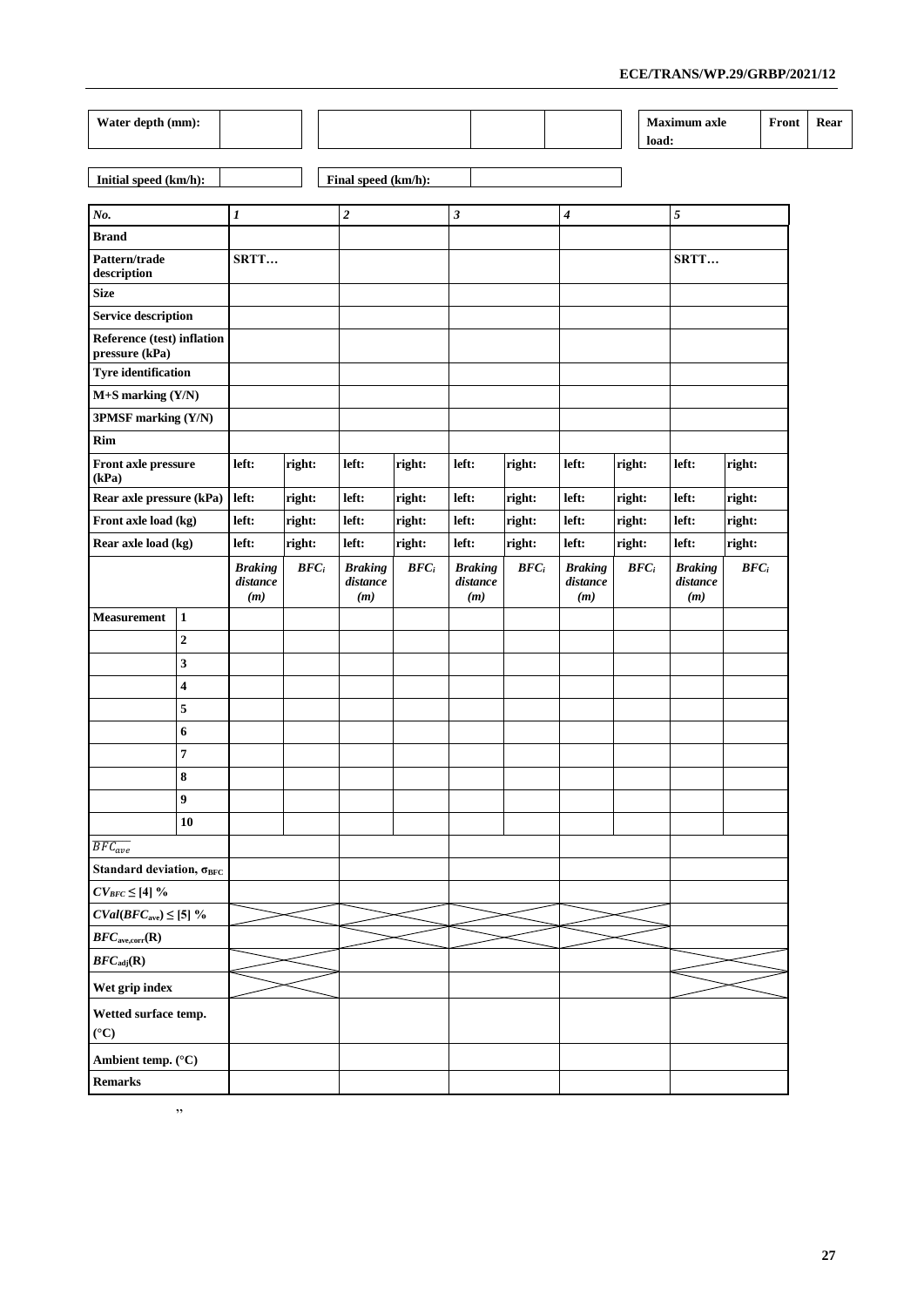| Water depth (mm): | | | | | | Maximum axle load: | Front | Rear |
|---|---|---|---|---|---|---|---|---|

| Initial speed (km/h): | | Final speed (km/h): | |
|---|---|---|---|

| *No.* | | *1* | | *2* | | *3* | | *4* | | *5* | |
|---|---|---|---|---|---|---|---|---|---|---|---|
| **Brand** | | | | | | | | | | | |
| **Pattern/trade description** | | **SRTT…** | | | | | | | | **SRTT…** | |
| **Size** | | | | | | | | | | | |
| **Service description** | | | | | | | | | | | |
| **Reference (test) inflation pressure (kPa)** | | | | | | | | | | | |
| **Tyre identification** | | | | | | | | | | | |
| **M+S marking (Y/N)** | | | | | | | | | | | |
| **3PMSF marking (Y/N)** | | | | | | | | | | | |
| **Rim** | | | | | | | | | | | |
| **Front axle pressure (kPa)** | | **left:** | **right:** | **left:** | **right:** | **left:** | **right:** | **left:** | **right:** | **left:** | **right:** |
| **Rear axle pressure (kPa)** | | **left:** | **right:** | **left:** | **right:** | **left:** | **right:** | **left:** | **right:** | **left:** | **right:** |
| **Front axle load (kg)** | | **left:** | **right:** | **left:** | **right:** | **left:** | **right:** | **left:** | **right:** | **left:** | **right:** |
| **Rear axle load (kg)** | | **left:** | **right:** | **left:** | **right:** | **left:** | **right:** | **left:** | **right:** | **left:** | **right:** |
| | | ***Braking distance (m)*** | $BFC_i$ | ***Braking distance (m)*** | $BFC_i$ | ***Braking distance (m)*** | $BFC_i$ | ***Braking distance (m)*** | $BFC_i$ | ***Braking distance (m)*** | $BFC_i$ |
| **Measurement** | **1** | | | | | | | | | | |
| | **2** | | | | | | | | | | |
| | **3** | | | | | | | | | | |
| | **4** | | | | | | | | | | |
| | **5** | | | | | | | | | | |
| | **6** | | | | | | | | | | |
| | **7** | | | | | | | | | | |
| | **8** | | | | | | | | | | |
| | **9** | | | | | | | | | | |
| | **10** | | | | | | | | | | |
| $\overline{BFC_{ave}}$ | | | | | | | | | | | |
| **Standard deviation, $\sigma_{BFC}$** | | | | | | | | | | | |
| $CV_{BFC} \leq [4]$ **%** | | | | | | | | | | | |
| $CVal(BFC_{ave}) \leq [5]$ **%** | | X | | X | | X | | X | | | |
| $BFC_{ave,corr}$**(R)** | | | | X | | X | | X | | | |
| $BFC_{adj}$**(R)** | | X | | | | | | | | X | |
| **Wet grip index** | | X | | | | | | | | X | |
| **Wetted surface temp. (°C)** | | | | | | | | | | | |
| **Ambient temp. (°C)** | | | | | | | | | | | |
| **Remarks** | | | | | | | | | | | |

"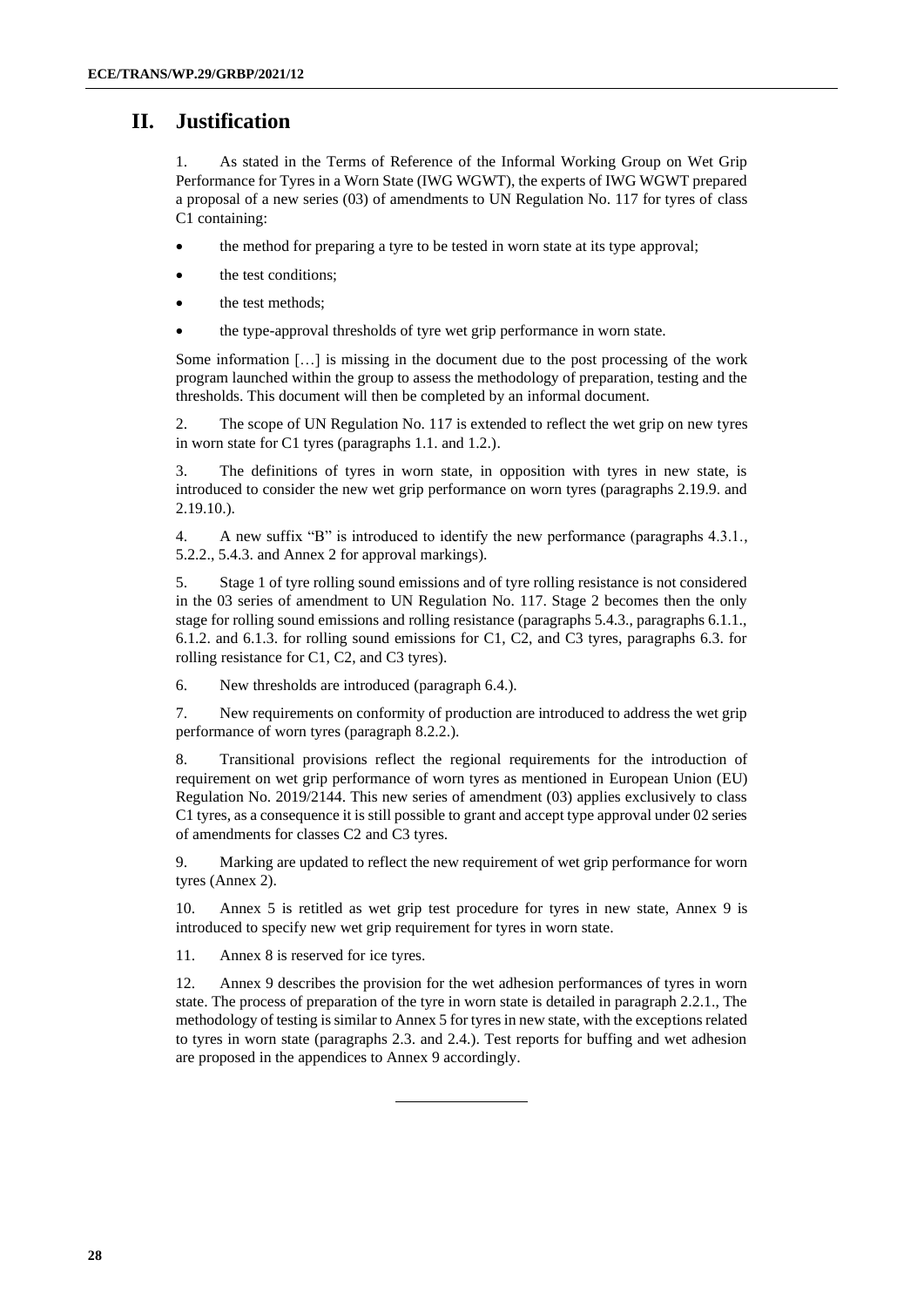# II. Justification

1. As stated in the Terms of Reference of the Informal Working Group on Wet Grip Performance for Tyres in a Worn State (IWG WGWT), the experts of IWG WGWT prepared a proposal of a new series (03) of amendments to UN Regulation No. 117 for tyres of class C1 containing:

- the method for preparing a tyre to be tested in worn state at its type approval;
- the test conditions;
- the test methods;
- the type-approval thresholds of tyre wet grip performance in worn state.

Some information […] is missing in the document due to the post processing of the work program launched within the group to assess the methodology of preparation, testing and the thresholds. This document will then be completed by an informal document.

2. The scope of UN Regulation No. 117 is extended to reflect the wet grip on new tyres in worn state for C1 tyres (paragraphs 1.1. and 1.2.).

3. The definitions of tyres in worn state, in opposition with tyres in new state, is introduced to consider the new wet grip performance on worn tyres (paragraphs 2.19.9. and 2.19.10.).

4. A new suffix "B" is introduced to identify the new performance (paragraphs 4.3.1., 5.2.2., 5.4.3. and Annex 2 for approval markings).

5. Stage 1 of tyre rolling sound emissions and of tyre rolling resistance is not considered in the 03 series of amendment to UN Regulation No. 117. Stage 2 becomes then the only stage for rolling sound emissions and rolling resistance (paragraphs 5.4.3., paragraphs 6.1.1., 6.1.2. and 6.1.3. for rolling sound emissions for C1, C2, and C3 tyres, paragraphs 6.3. for rolling resistance for C1, C2, and C3 tyres).

6. New thresholds are introduced (paragraph 6.4.).

7. New requirements on conformity of production are introduced to address the wet grip performance of worn tyres (paragraph 8.2.2.).

8. Transitional provisions reflect the regional requirements for the introduction of requirement on wet grip performance of worn tyres as mentioned in European Union (EU) Regulation No. 2019/2144. This new series of amendment (03) applies exclusively to class C1 tyres, as a consequence it is still possible to grant and accept type approval under 02 series of amendments for classes C2 and C3 tyres.

9. Marking are updated to reflect the new requirement of wet grip performance for worn tyres (Annex 2).

10. Annex 5 is retitled as wet grip test procedure for tyres in new state, Annex 9 is introduced to specify new wet grip requirement for tyres in worn state.

11. Annex 8 is reserved for ice tyres.

12. Annex 9 describes the provision for the wet adhesion performances of tyres in worn state. The process of preparation of the tyre in worn state is detailed in paragraph 2.2.1., The methodology of testing is similar to Annex 5 for tyres in new state, with the exceptions related to tyres in worn state (paragraphs 2.3. and 2.4.). Test reports for buffing and wet adhesion are proposed in the appendices to Annex 9 accordingly.